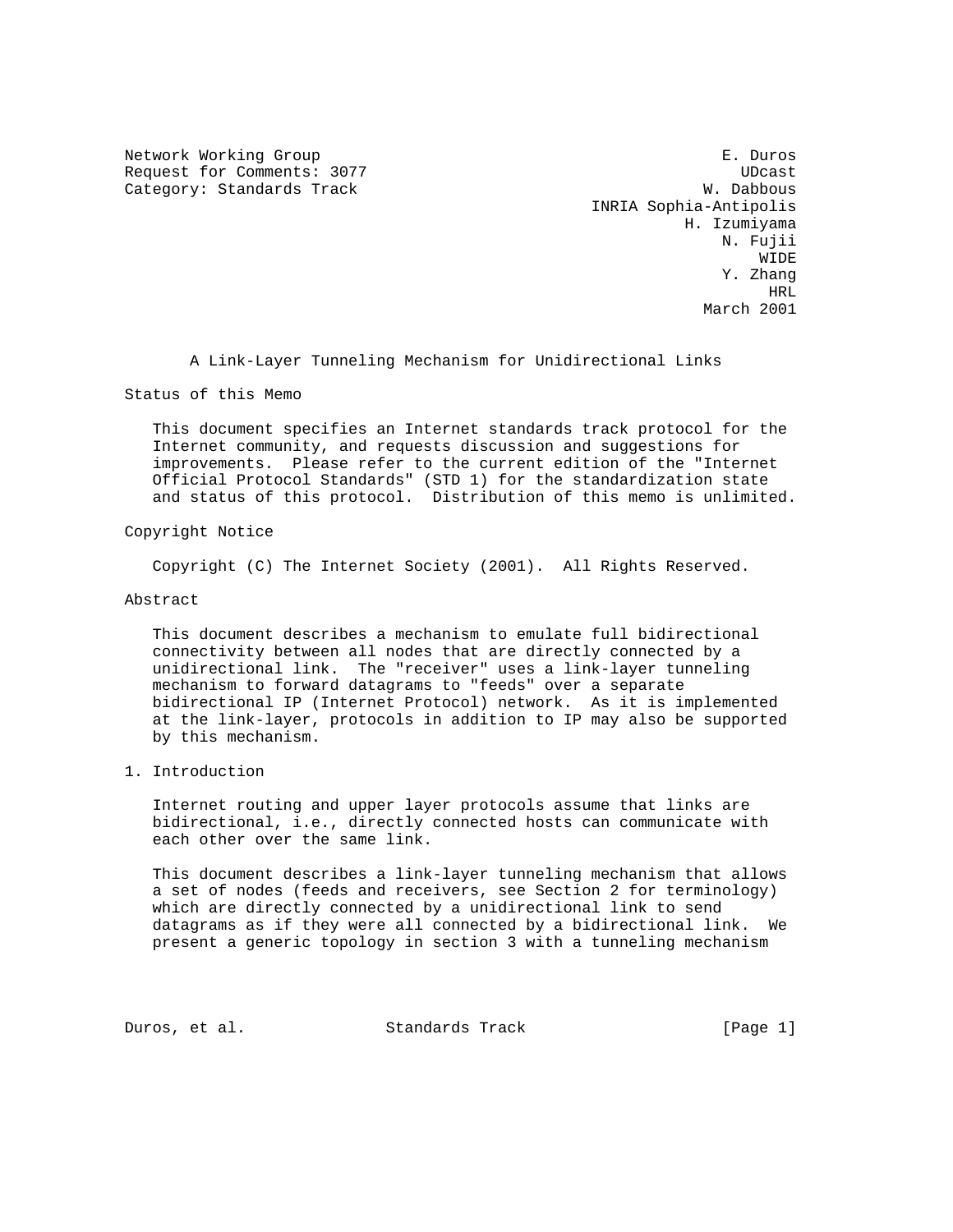Network Working Group                                           E. Duros
Request for Comments: 3077                                        UDcast
Category: Standards Track                                     W. Dabbous
                                                 INRIA Sophia-Antipolis
                                                            H. Izumiyama
                                                                N. Fujii
                                                                    WIDE
                                                                Y. Zhang
                                                                     HRL
                                                              March 2001

# A Link-Layer Tunneling Mechanism for Unidirectional Links

## Status of this Memo

This document specifies an Internet standards track protocol for the Internet community, and requests discussion and suggestions for improvements. Please refer to the current edition of the "Internet Official Protocol Standards" (STD 1) for the standardization state and status of this protocol. Distribution of this memo is unlimited.

## Copyright Notice

Copyright (C) The Internet Society (2001). All Rights Reserved.

## Abstract

This document describes a mechanism to emulate full bidirectional connectivity between all nodes that are directly connected by a unidirectional link. The "receiver" uses a link-layer tunneling mechanism to forward datagrams to "feeds" over a separate bidirectional IP (Internet Protocol) network. As it is implemented at the link-layer, protocols in addition to IP may also be supported by this mechanism.

## 1. Introduction

Internet routing and upper layer protocols assume that links are bidirectional, i.e., directly connected hosts can communicate with each other over the same link.

This document describes a link-layer tunneling mechanism that allows a set of nodes (feeds and receivers, see Section 2 for terminology) which are directly connected by a unidirectional link to send datagrams as if they were all connected by a bidirectional link. We present a generic topology in section 3 with a tunneling mechanism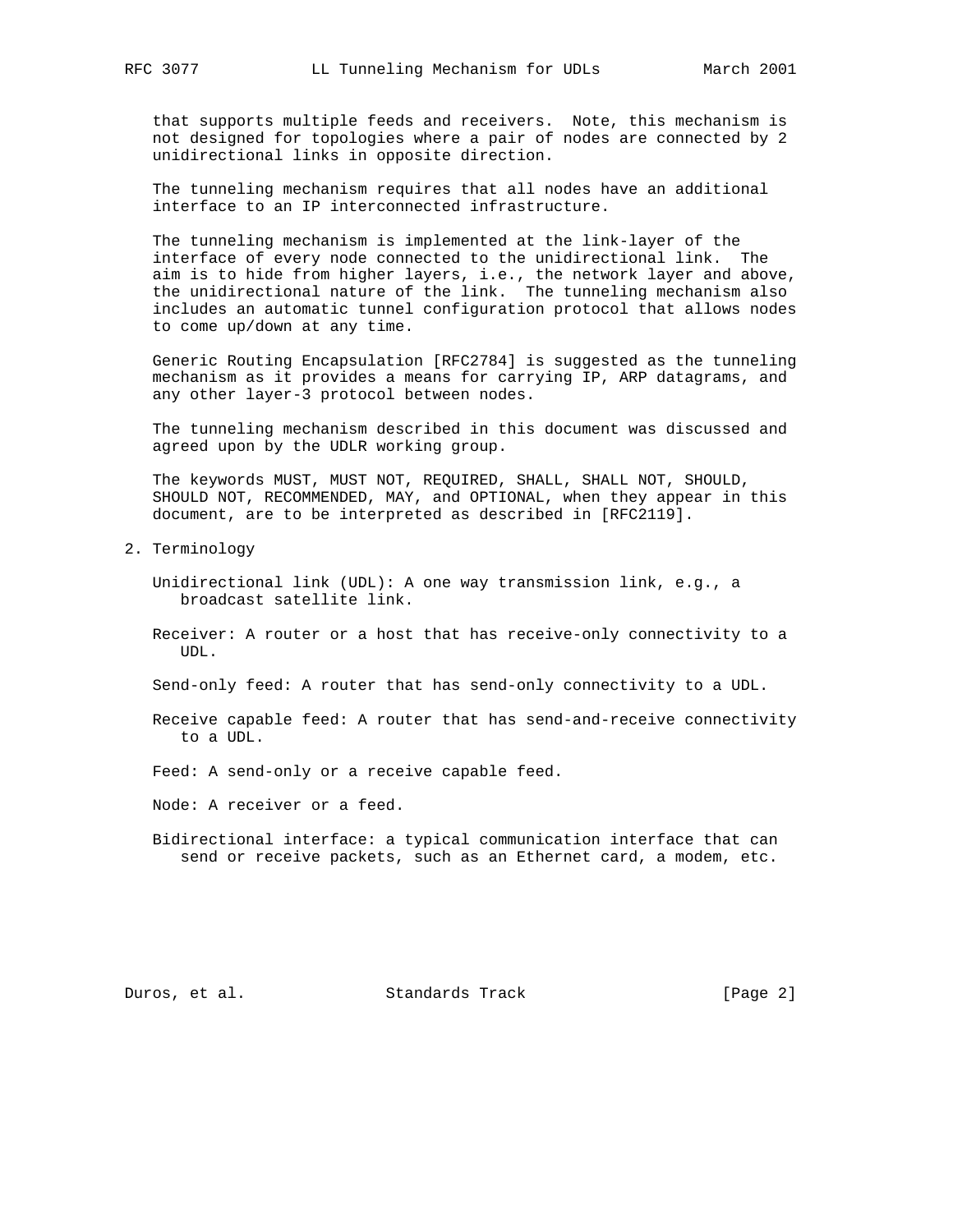that supports multiple feeds and receivers. Note, this mechanism is not designed for topologies where a pair of nodes are connected by 2 unidirectional links in opposite direction.

The tunneling mechanism requires that all nodes have an additional interface to an IP interconnected infrastructure.

The tunneling mechanism is implemented at the link-layer of the interface of every node connected to the unidirectional link. The aim is to hide from higher layers, i.e., the network layer and above, the unidirectional nature of the link. The tunneling mechanism also includes an automatic tunnel configuration protocol that allows nodes to come up/down at any time.

Generic Routing Encapsulation [RFC2784] is suggested as the tunneling mechanism as it provides a means for carrying IP, ARP datagrams, and any other layer-3 protocol between nodes.

The tunneling mechanism described in this document was discussed and agreed upon by the UDLR working group.

The keywords MUST, MUST NOT, REQUIRED, SHALL, SHALL NOT, SHOULD, SHOULD NOT, RECOMMENDED, MAY, and OPTIONAL, when they appear in this document, are to be interpreted as described in [RFC2119].

## 2. Terminology

Unidirectional link (UDL): A one way transmission link, e.g., a broadcast satellite link.

Receiver: A router or a host that has receive-only connectivity to a UDL.

Send-only feed: A router that has send-only connectivity to a UDL.

Receive capable feed: A router that has send-and-receive connectivity to a UDL.

Feed: A send-only or a receive capable feed.

Node: A receiver or a feed.

Bidirectional interface: a typical communication interface that can send or receive packets, such as an Ethernet card, a modem, etc.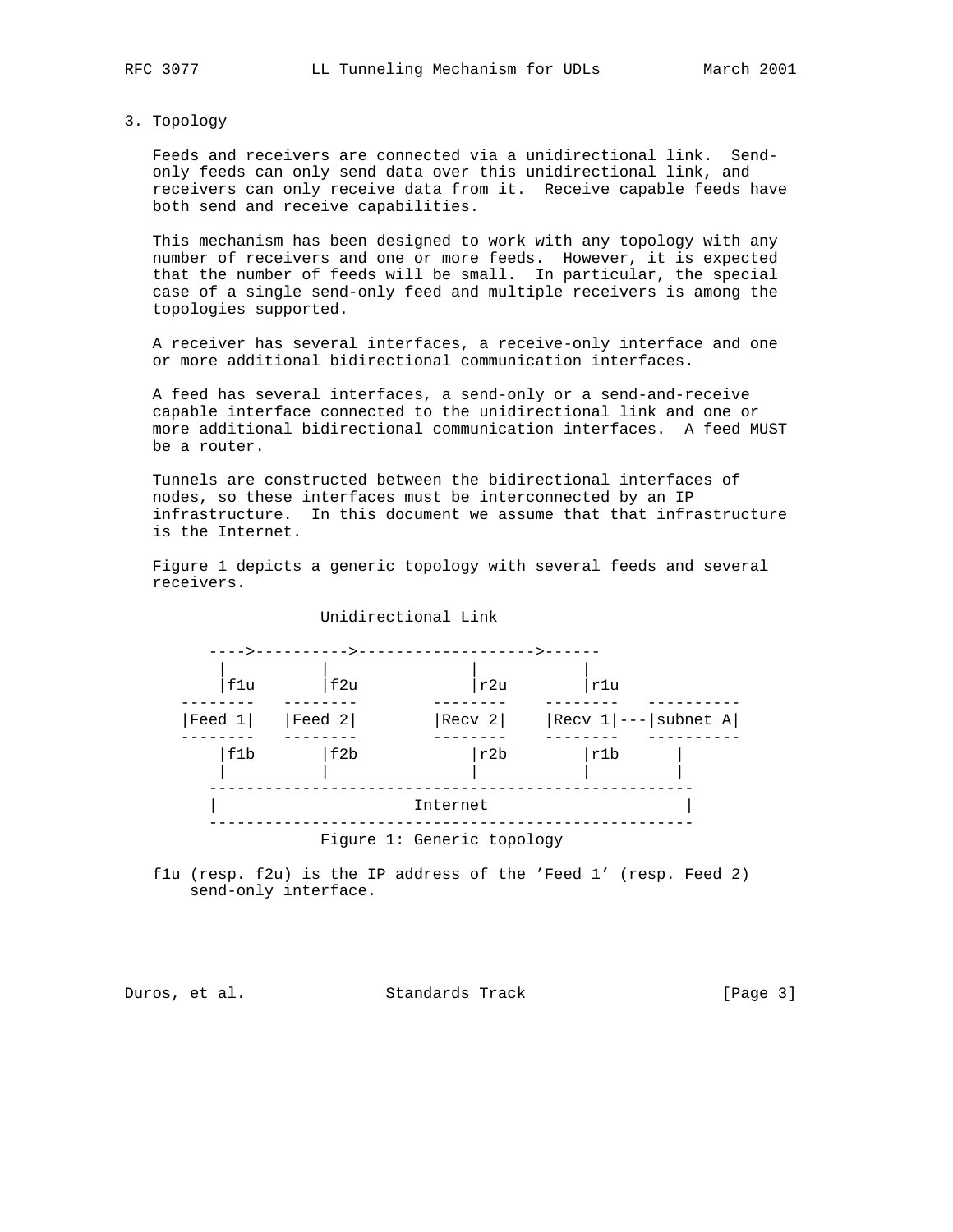## 3. Topology

Feeds and receivers are connected via a unidirectional link. Send-only feeds can only send data over this unidirectional link, and receivers can only receive data from it. Receive capable feeds have both send and receive capabilities.

This mechanism has been designed to work with any topology with any number of receivers and one or more feeds. However, it is expected that the number of feeds will be small. In particular, the special case of a single send-only feed and multiple receivers is among the topologies supported.

A receiver has several interfaces, a receive-only interface and one or more additional bidirectional communication interfaces.

A feed has several interfaces, a send-only or a send-and-receive capable interface connected to the unidirectional link and one or more additional bidirectional communication interfaces. A feed MUST be a router.

Tunnels are constructed between the bidirectional interfaces of nodes, so these interfaces must be interconnected by an IP infrastructure. In this document we assume that that infrastructure is the Internet.

Figure 1 depicts a generic topology with several feeds and several receivers.

```
                  Unidirectional Link

       ---->---------->------------------->------
        |          |              |           |
        |f1u       |f2u           |r2u        |r1u
    --------   --------       --------    --------   ----------
    |Feed 1|   |Feed 2|       |Recv 2|    |Recv 1|---|subnet A|
    --------   --------       --------    --------   ----------
        |f1b       |f2b           |r2b        |r1b        |
        |          |              |           |           |
       ----------------------------------------------------
       |                      Internet                     |
       ----------------------------------------------------
```

Figure 1: Generic topology

f1u (resp. f2u) is the IP address of the 'Feed 1' (resp. Feed 2) send-only interface.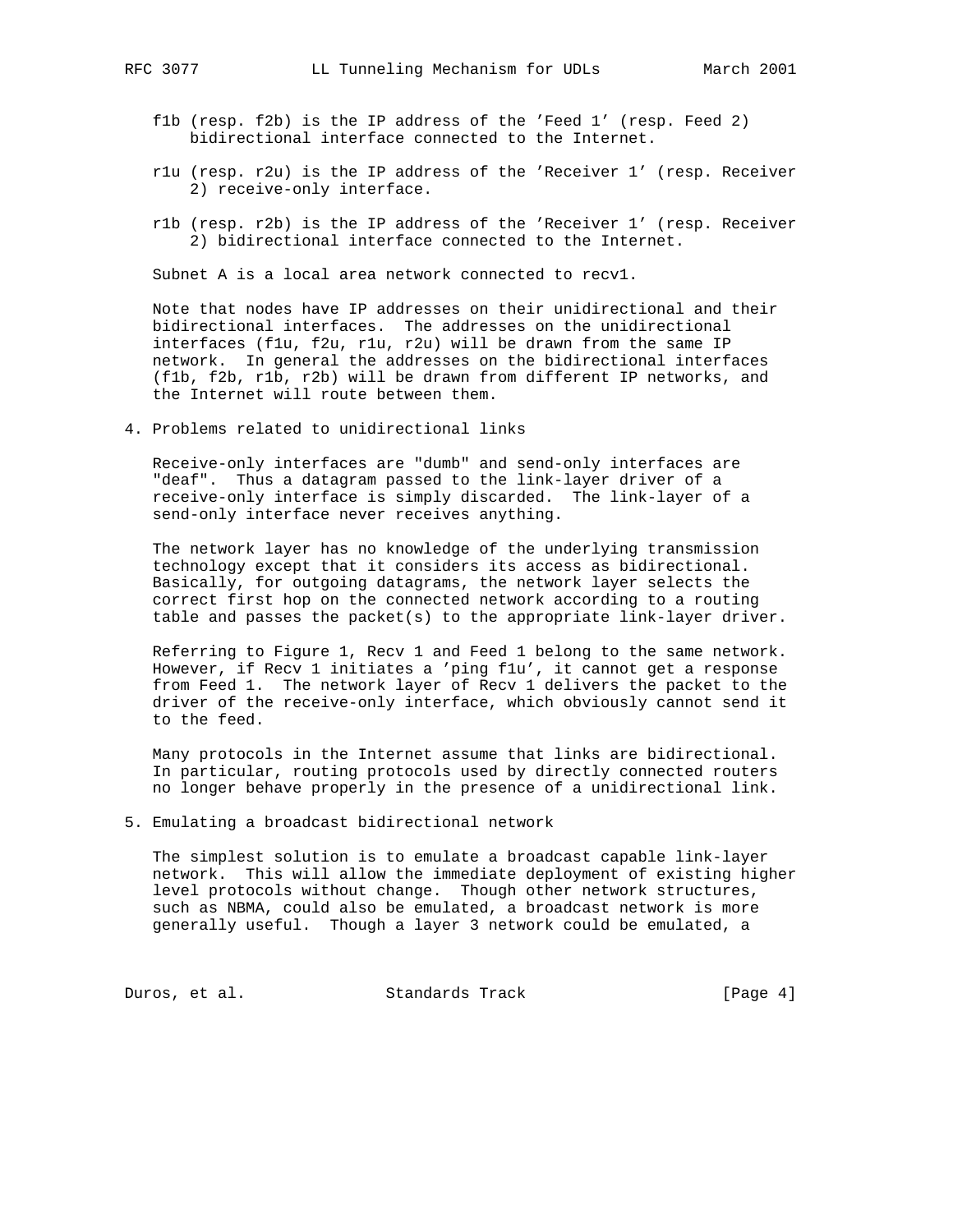f1b (resp. f2b) is the IP address of the 'Feed 1' (resp. Feed 2) bidirectional interface connected to the Internet.

r1u (resp. r2u) is the IP address of the 'Receiver 1' (resp. Receiver 2) receive-only interface.

r1b (resp. r2b) is the IP address of the 'Receiver 1' (resp. Receiver 2) bidirectional interface connected to the Internet.

Subnet A is a local area network connected to recv1.

Note that nodes have IP addresses on their unidirectional and their bidirectional interfaces. The addresses on the unidirectional interfaces (f1u, f2u, r1u, r2u) will be drawn from the same IP network. In general the addresses on the bidirectional interfaces (f1b, f2b, r1b, r2b) will be drawn from different IP networks, and the Internet will route between them.

## 4. Problems related to unidirectional links

Receive-only interfaces are "dumb" and send-only interfaces are "deaf". Thus a datagram passed to the link-layer driver of a receive-only interface is simply discarded. The link-layer of a send-only interface never receives anything.

The network layer has no knowledge of the underlying transmission technology except that it considers its access as bidirectional. Basically, for outgoing datagrams, the network layer selects the correct first hop on the connected network according to a routing table and passes the packet(s) to the appropriate link-layer driver.

Referring to Figure 1, Recv 1 and Feed 1 belong to the same network. However, if Recv 1 initiates a 'ping f1u', it cannot get a response from Feed 1. The network layer of Recv 1 delivers the packet to the driver of the receive-only interface, which obviously cannot send it to the feed.

Many protocols in the Internet assume that links are bidirectional. In particular, routing protocols used by directly connected routers no longer behave properly in the presence of a unidirectional link.

## 5. Emulating a broadcast bidirectional network

The simplest solution is to emulate a broadcast capable link-layer network. This will allow the immediate deployment of existing higher level protocols without change. Though other network structures, such as NBMA, could also be emulated, a broadcast network is more generally useful. Though a layer 3 network could be emulated, a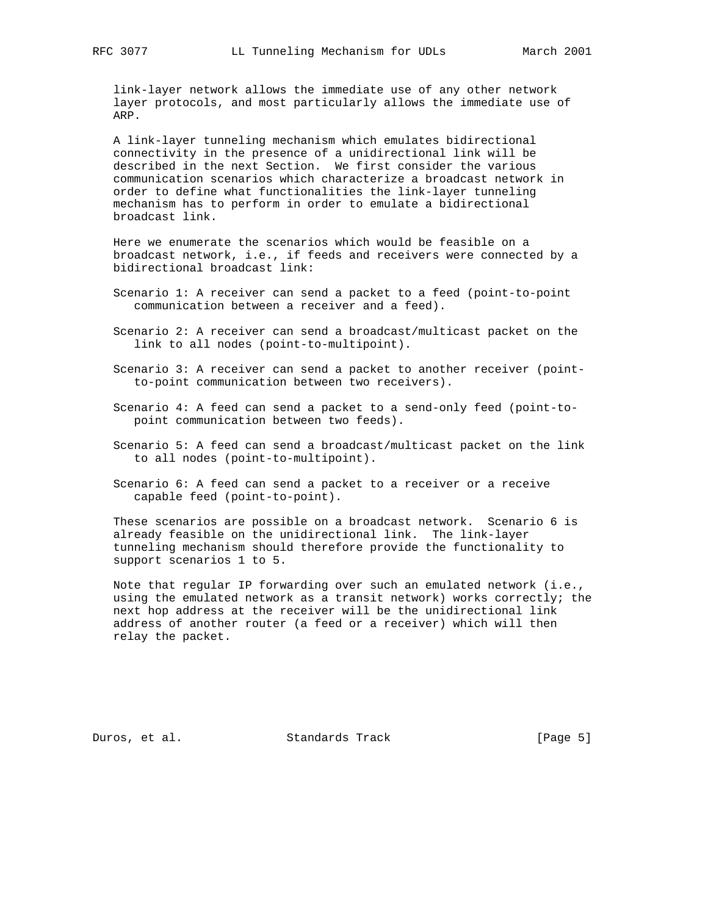link-layer network allows the immediate use of any other network layer protocols, and most particularly allows the immediate use of ARP.

A link-layer tunneling mechanism which emulates bidirectional connectivity in the presence of a unidirectional link will be described in the next Section. We first consider the various communication scenarios which characterize a broadcast network in order to define what functionalities the link-layer tunneling mechanism has to perform in order to emulate a bidirectional broadcast link.

Here we enumerate the scenarios which would be feasible on a broadcast network, i.e., if feeds and receivers were connected by a bidirectional broadcast link:

Scenario 1: A receiver can send a packet to a feed (point-to-point communication between a receiver and a feed).

Scenario 2: A receiver can send a broadcast/multicast packet on the link to all nodes (point-to-multipoint).

Scenario 3: A receiver can send a packet to another receiver (point-to-point communication between two receivers).

Scenario 4: A feed can send a packet to a send-only feed (point-to-point communication between two feeds).

Scenario 5: A feed can send a broadcast/multicast packet on the link to all nodes (point-to-multipoint).

Scenario 6: A feed can send a packet to a receiver or a receive capable feed (point-to-point).

These scenarios are possible on a broadcast network. Scenario 6 is already feasible on the unidirectional link. The link-layer tunneling mechanism should therefore provide the functionality to support scenarios 1 to 5.

Note that regular IP forwarding over such an emulated network (i.e., using the emulated network as a transit network) works correctly; the next hop address at the receiver will be the unidirectional link address of another router (a feed or a receiver) which will then relay the packet.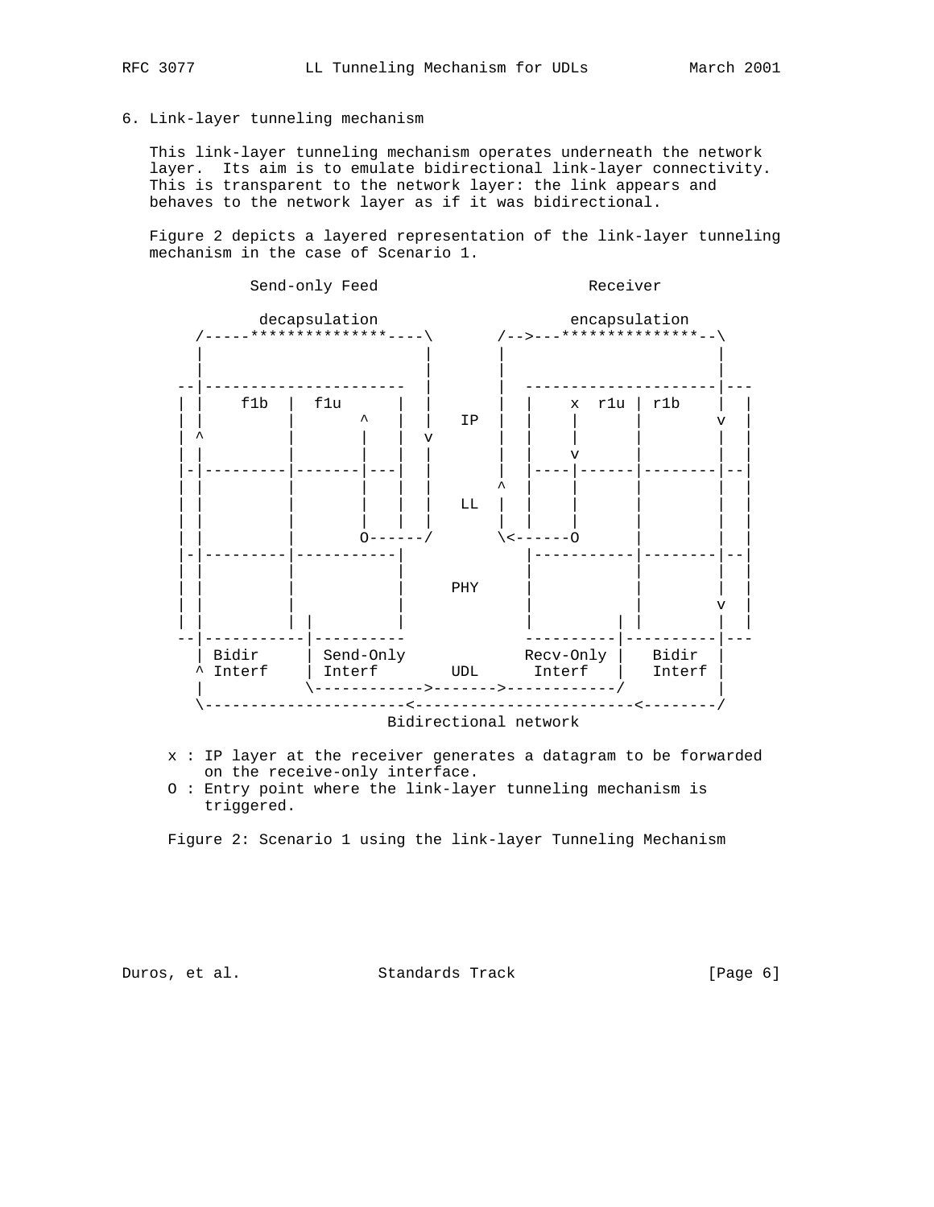## 6. Link-layer tunneling mechanism

This link-layer tunneling mechanism operates underneath the network layer. Its aim is to emulate bidirectional link-layer connectivity. This is transparent to the network layer: the link appears and behaves to the network layer as if it was bidirectional.

Figure 2 depicts a layered representation of the link-layer tunneling mechanism in the case of Scenario 1.

```
          Send-only Feed                        Receiver

           decapsulation                       encapsulation
       /-----***************----\       /-->---***************--\
       |                        |       |                       |
       |                        |       |                       |
     --|----------------------  |       |  ---------------------|---
     | |    f1b  |  f1u      |  |       |  |    x  r1u | r1b    |  |
     | |         |       ^   |  |   IP  |  |    |      |        v  |
     | ^         |       |   |  v       |  |    |      |        |  |
     | |         |       |   |          |  |    v      |        |  |
     |-|---------|-------|---|          |  |----|------|--------|--|
     | |         |       |   |          ^  |    |      |        |  |
     | |         |       |   |      LL  |  |    |      |        |  |
     | |         |       |   |          |  |    |      |        |  |
     | |         |       O------/       \<------O      |        |  |
     |-|---------|-----------|             |-----------|--------|--|
     | |         |           |             |           |        |  |
     | |         |           |      PHY    |           |        |  |
     | |         |           |             |           |        v  |
     | |         | |         |             |         | |        |  |
     --|-----------|----------             ----------|----------|---
       | Bidir     | Send-Only              Recv-Only |   Bidir  |
       ^ Interf    | Interf        UDL      Interf   |   Interf |
       |           \------------>------->------------/          |
       \----------------------<------------------------<--------/
                           Bidirectional network
```

x : IP layer at the receiver generates a datagram to be forwarded on the receive-only interface.  
O : Entry point where the link-layer tunneling mechanism is triggered.

Figure 2: Scenario 1 using the link-layer Tunneling Mechanism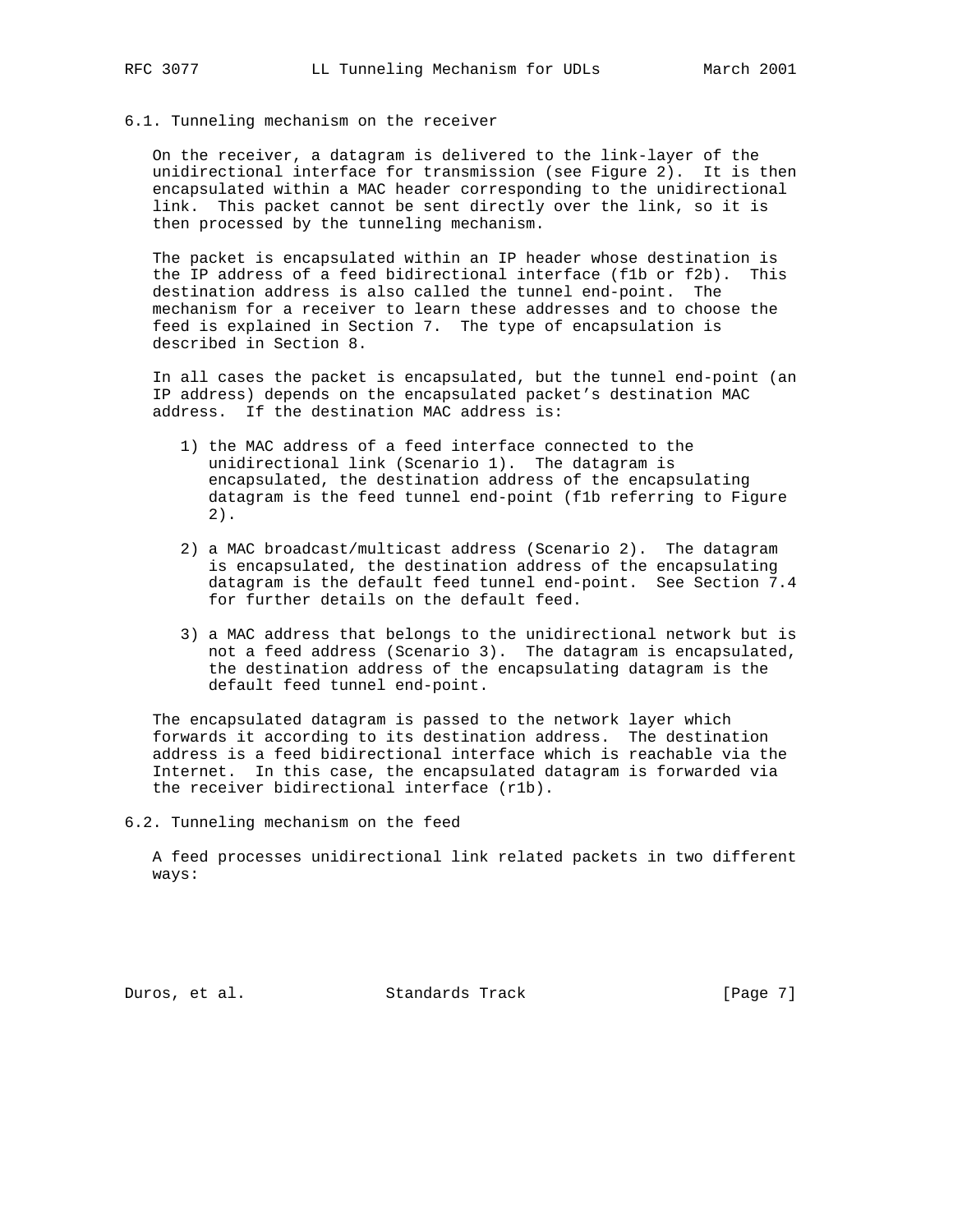### 6.1. Tunneling mechanism on the receiver

On the receiver, a datagram is delivered to the link-layer of the unidirectional interface for transmission (see Figure 2). It is then encapsulated within a MAC header corresponding to the unidirectional link. This packet cannot be sent directly over the link, so it is then processed by the tunneling mechanism.

The packet is encapsulated within an IP header whose destination is the IP address of a feed bidirectional interface (f1b or f2b). This destination address is also called the tunnel end-point. The mechanism for a receiver to learn these addresses and to choose the feed is explained in Section 7. The type of encapsulation is described in Section 8.

In all cases the packet is encapsulated, but the tunnel end-point (an IP address) depends on the encapsulated packet's destination MAC address. If the destination MAC address is:

1) the MAC address of a feed interface connected to the unidirectional link (Scenario 1). The datagram is encapsulated, the destination address of the encapsulating datagram is the feed tunnel end-point (f1b referring to Figure 2).

2) a MAC broadcast/multicast address (Scenario 2). The datagram is encapsulated, the destination address of the encapsulating datagram is the default feed tunnel end-point. See Section 7.4 for further details on the default feed.

3) a MAC address that belongs to the unidirectional network but is not a feed address (Scenario 3). The datagram is encapsulated, the destination address of the encapsulating datagram is the default feed tunnel end-point.

The encapsulated datagram is passed to the network layer which forwards it according to its destination address. The destination address is a feed bidirectional interface which is reachable via the Internet. In this case, the encapsulated datagram is forwarded via the receiver bidirectional interface (r1b).

### 6.2. Tunneling mechanism on the feed

A feed processes unidirectional link related packets in two different ways: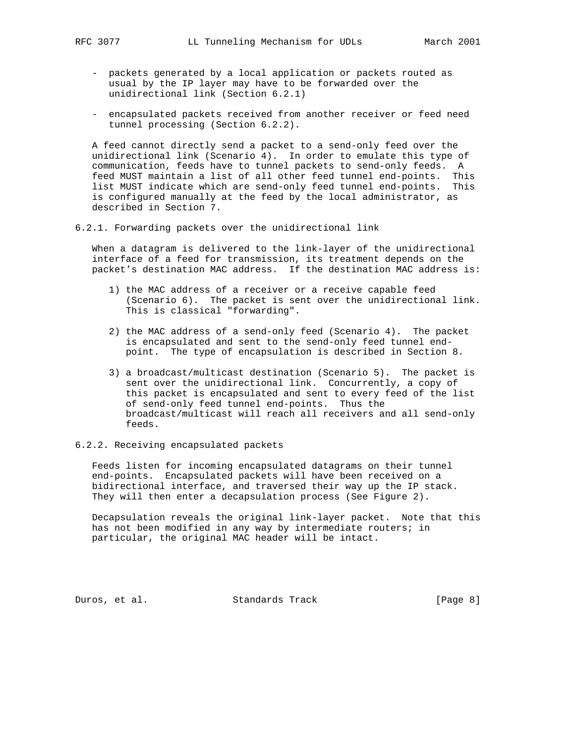- packets generated by a local application or packets routed as usual by the IP layer may have to be forwarded over the unidirectional link (Section 6.2.1)

- encapsulated packets received from another receiver or feed need tunnel processing (Section 6.2.2).

A feed cannot directly send a packet to a send-only feed over the unidirectional link (Scenario 4). In order to emulate this type of communication, feeds have to tunnel packets to send-only feeds. A feed MUST maintain a list of all other feed tunnel end-points. This list MUST indicate which are send-only feed tunnel end-points. This is configured manually at the feed by the local administrator, as described in Section 7.

### 6.2.1. Forwarding packets over the unidirectional link

When a datagram is delivered to the link-layer of the unidirectional interface of a feed for transmission, its treatment depends on the packet's destination MAC address. If the destination MAC address is:

1) the MAC address of a receiver or a receive capable feed (Scenario 6). The packet is sent over the unidirectional link. This is classical "forwarding".

2) the MAC address of a send-only feed (Scenario 4). The packet is encapsulated and sent to the send-only feed tunnel end-point. The type of encapsulation is described in Section 8.

3) a broadcast/multicast destination (Scenario 5). The packet is sent over the unidirectional link. Concurrently, a copy of this packet is encapsulated and sent to every feed of the list of send-only feed tunnel end-points. Thus the broadcast/multicast will reach all receivers and all send-only feeds.

### 6.2.2. Receiving encapsulated packets

Feeds listen for incoming encapsulated datagrams on their tunnel end-points. Encapsulated packets will have been received on a bidirectional interface, and traversed their way up the IP stack. They will then enter a decapsulation process (See Figure 2).

Decapsulation reveals the original link-layer packet. Note that this has not been modified in any way by intermediate routers; in particular, the original MAC header will be intact.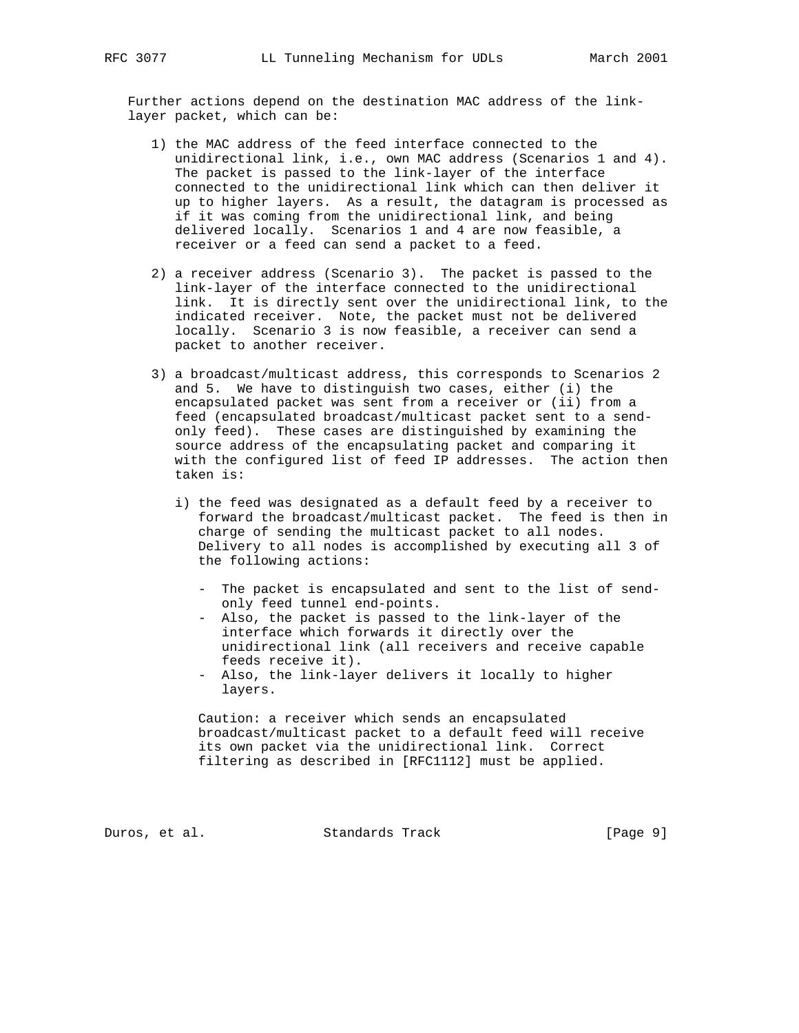Further actions depend on the destination MAC address of the link-layer packet, which can be:

1) the MAC address of the feed interface connected to the unidirectional link, i.e., own MAC address (Scenarios 1 and 4). The packet is passed to the link-layer of the interface connected to the unidirectional link which can then deliver it up to higher layers. As a result, the datagram is processed as if it was coming from the unidirectional link, and being delivered locally. Scenarios 1 and 4 are now feasible, a receiver or a feed can send a packet to a feed.

2) a receiver address (Scenario 3). The packet is passed to the link-layer of the interface connected to the unidirectional link. It is directly sent over the unidirectional link, to the indicated receiver. Note, the packet must not be delivered locally. Scenario 3 is now feasible, a receiver can send a packet to another receiver.

3) a broadcast/multicast address, this corresponds to Scenarios 2 and 5. We have to distinguish two cases, either (i) the encapsulated packet was sent from a receiver or (ii) from a feed (encapsulated broadcast/multicast packet sent to a send-only feed). These cases are distinguished by examining the source address of the encapsulating packet and comparing it with the configured list of feed IP addresses. The action then taken is:

   i) the feed was designated as a default feed by a receiver to forward the broadcast/multicast packet. The feed is then in charge of sending the multicast packet to all nodes. Delivery to all nodes is accomplished by executing all 3 of the following actions:

      - The packet is encapsulated and sent to the list of send-only feed tunnel end-points.
      - Also, the packet is passed to the link-layer of the interface which forwards it directly over the unidirectional link (all receivers and receive capable feeds receive it).
      - Also, the link-layer delivers it locally to higher layers.

      Caution: a receiver which sends an encapsulated broadcast/multicast packet to a default feed will receive its own packet via the unidirectional link. Correct filtering as described in [RFC1112] must be applied.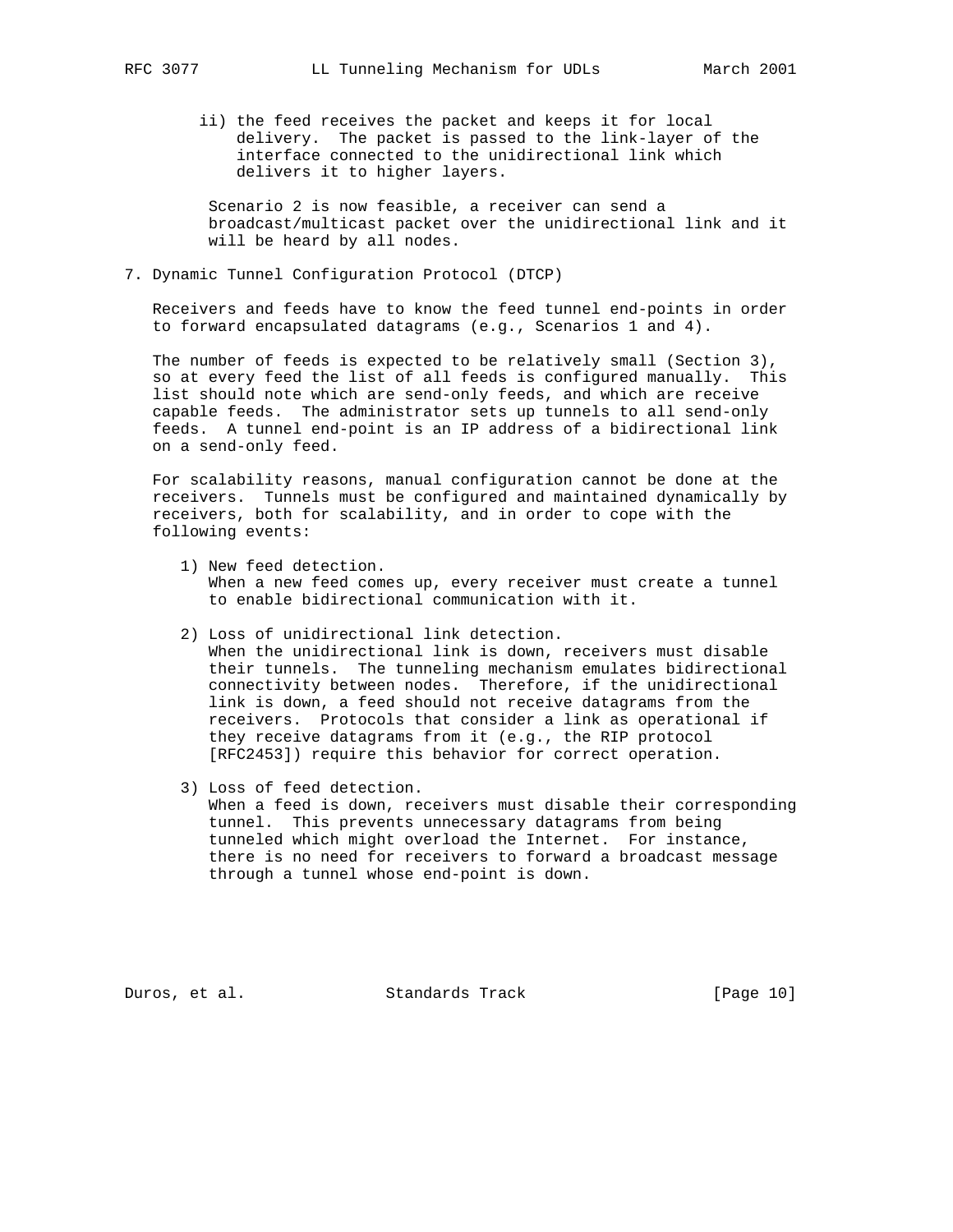ii) the feed receives the packet and keeps it for local delivery. The packet is passed to the link-layer of the interface connected to the unidirectional link which delivers it to higher layers.

Scenario 2 is now feasible, a receiver can send a broadcast/multicast packet over the unidirectional link and it will be heard by all nodes.

## 7. Dynamic Tunnel Configuration Protocol (DTCP)

Receivers and feeds have to know the feed tunnel end-points in order to forward encapsulated datagrams (e.g., Scenarios 1 and 4).

The number of feeds is expected to be relatively small (Section 3), so at every feed the list of all feeds is configured manually. This list should note which are send-only feeds, and which are receive capable feeds. The administrator sets up tunnels to all send-only feeds. A tunnel end-point is an IP address of a bidirectional link on a send-only feed.

For scalability reasons, manual configuration cannot be done at the receivers. Tunnels must be configured and maintained dynamically by receivers, both for scalability, and in order to cope with the following events:

1) New feed detection.
   When a new feed comes up, every receiver must create a tunnel to enable bidirectional communication with it.

2) Loss of unidirectional link detection.
   When the unidirectional link is down, receivers must disable their tunnels. The tunneling mechanism emulates bidirectional connectivity between nodes. Therefore, if the unidirectional link is down, a feed should not receive datagrams from the receivers. Protocols that consider a link as operational if they receive datagrams from it (e.g., the RIP protocol [RFC2453]) require this behavior for correct operation.

3) Loss of feed detection.
   When a feed is down, receivers must disable their corresponding tunnel. This prevents unnecessary datagrams from being tunneled which might overload the Internet. For instance, there is no need for receivers to forward a broadcast message through a tunnel whose end-point is down.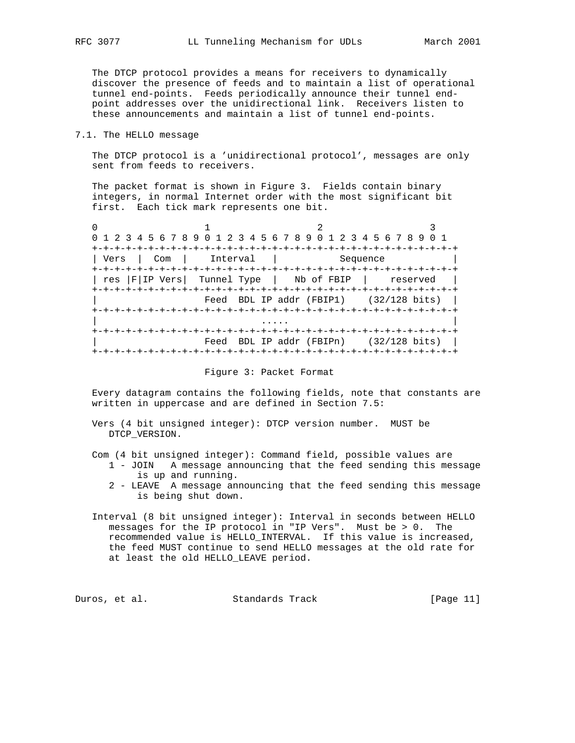The DTCP protocol provides a means for receivers to dynamically discover the presence of feeds and to maintain a list of operational tunnel end-points. Feeds periodically announce their tunnel end-point addresses over the unidirectional link. Receivers listen to these announcements and maintain a list of tunnel end-points.

## 7.1. The HELLO message

The DTCP protocol is a 'unidirectional protocol', messages are only sent from feeds to receivers.

The packet format is shown in Figure 3. Fields contain binary integers, in normal Internet order with the most significant bit first. Each tick mark represents one bit.

```
 0                   1                   2                   3
 0 1 2 3 4 5 6 7 8 9 0 1 2 3 4 5 6 7 8 9 0 1 2 3 4 5 6 7 8 9 0 1
+-+-+-+-+-+-+-+-+-+-+-+-+-+-+-+-+-+-+-+-+-+-+-+-+-+-+-+-+-+-+-+-+
| Vers  |  Com  |    Interval   |           Sequence            |
+-+-+-+-+-+-+-+-+-+-+-+-+-+-+-+-+-+-+-+-+-+-+-+-+-+-+-+-+-+-+-+-+
| res |F|IP Vers|  Tunnel Type  |   Nb of FBIP  |    reserved   |
+-+-+-+-+-+-+-+-+-+-+-+-+-+-+-+-+-+-+-+-+-+-+-+-+-+-+-+-+-+-+-+-+
|                  Feed  BDL IP addr (FBIP1)    (32/128 bits)   |
+-+-+-+-+-+-+-+-+-+-+-+-+-+-+-+-+-+-+-+-+-+-+-+-+-+-+-+-+-+-+-+-+
|                             .....                             |
+-+-+-+-+-+-+-+-+-+-+-+-+-+-+-+-+-+-+-+-+-+-+-+-+-+-+-+-+-+-+-+-+
|                  Feed  BDL IP addr (FBIPn)    (32/128 bits)   |
+-+-+-+-+-+-+-+-+-+-+-+-+-+-+-+-+-+-+-+-+-+-+-+-+-+-+-+-+-+-+-+-+
```

Figure 3: Packet Format

Every datagram contains the following fields, note that constants are written in uppercase and are defined in Section 7.5:

Vers (4 bit unsigned integer): DTCP version number. MUST be DTCP_VERSION.

Com (4 bit unsigned integer): Command field, possible values are
- 1 - JOIN A message announcing that the feed sending this message is up and running.
- 2 - LEAVE A message announcing that the feed sending this message is being shut down.

Interval (8 bit unsigned integer): Interval in seconds between HELLO messages for the IP protocol in "IP Vers". Must be > 0. The recommended value is HELLO_INTERVAL. If this value is increased, the feed MUST continue to send HELLO messages at the old rate for at least the old HELLO_LEAVE period.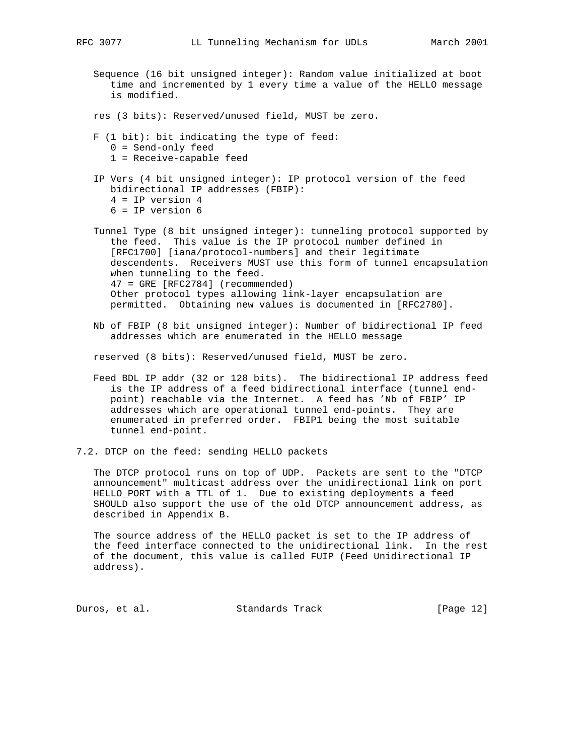Sequence (16 bit unsigned integer): Random value initialized at boot time and incremented by 1 every time a value of the HELLO message is modified.

res (3 bits): Reserved/unused field, MUST be zero.

F (1 bit): bit indicating the type of feed:
0 = Send-only feed
1 = Receive-capable feed

IP Vers (4 bit unsigned integer): IP protocol version of the feed bidirectional IP addresses (FBIP):
4 = IP version 4
6 = IP version 6

Tunnel Type (8 bit unsigned integer): tunneling protocol supported by the feed. This value is the IP protocol number defined in [RFC1700] [iana/protocol-numbers] and their legitimate descendents. Receivers MUST use this form of tunnel encapsulation when tunneling to the feed.
47 = GRE [RFC2784] (recommended)
Other protocol types allowing link-layer encapsulation are permitted. Obtaining new values is documented in [RFC2780].

Nb of FBIP (8 bit unsigned integer): Number of bidirectional IP feed addresses which are enumerated in the HELLO message

reserved (8 bits): Reserved/unused field, MUST be zero.

Feed BDL IP addr (32 or 128 bits). The bidirectional IP address feed is the IP address of a feed bidirectional interface (tunnel end-point) reachable via the Internet. A feed has 'Nb of FBIP' IP addresses which are operational tunnel end-points. They are enumerated in preferred order. FBIP1 being the most suitable tunnel end-point.

## 7.2. DTCP on the feed: sending HELLO packets

The DTCP protocol runs on top of UDP. Packets are sent to the "DTCP announcement" multicast address over the unidirectional link on port HELLO_PORT with a TTL of 1. Due to existing deployments a feed SHOULD also support the use of the old DTCP announcement address, as described in Appendix B.

The source address of the HELLO packet is set to the IP address of the feed interface connected to the unidirectional link. In the rest of the document, this value is called FUIP (Feed Unidirectional IP address).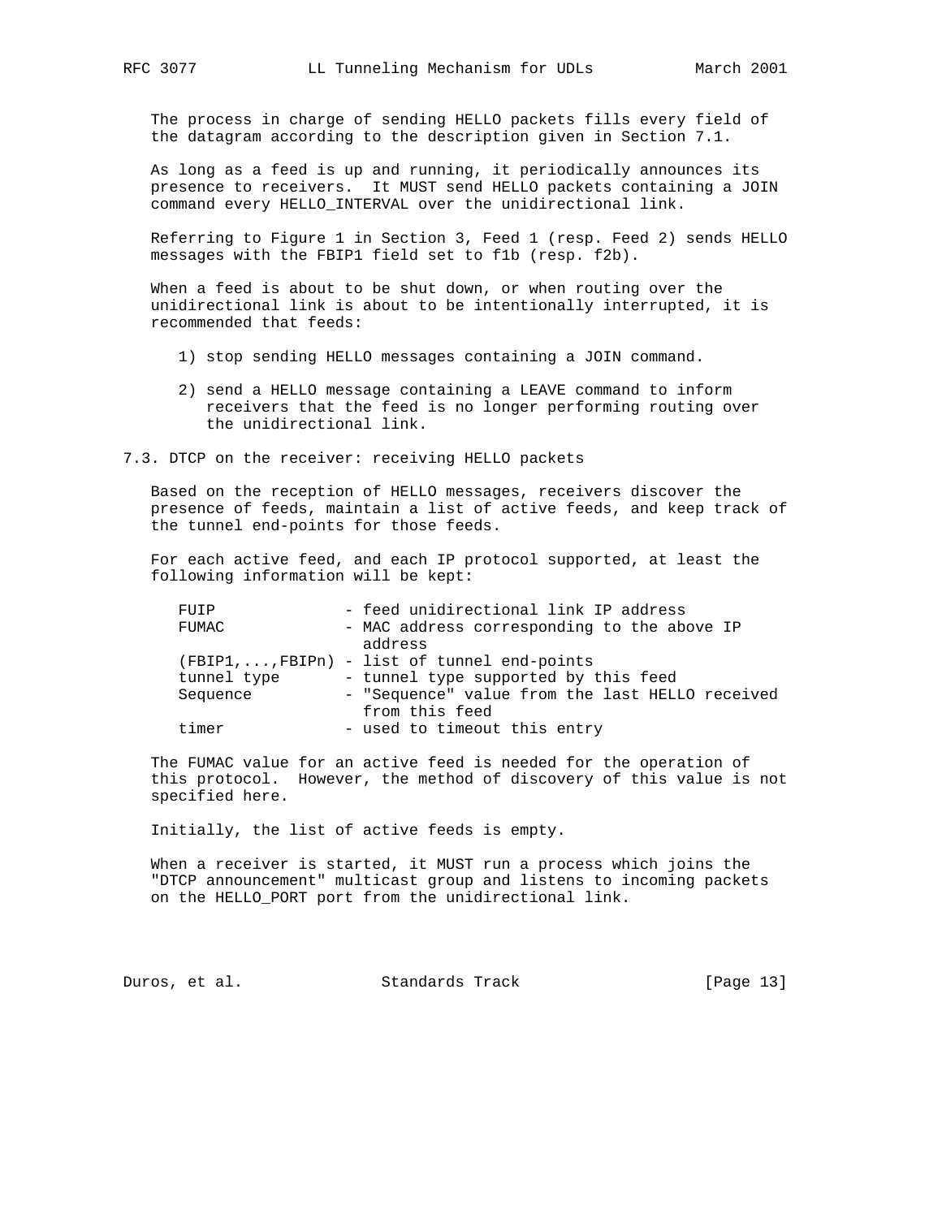The process in charge of sending HELLO packets fills every field of the datagram according to the description given in Section 7.1.

As long as a feed is up and running, it periodically announces its presence to receivers. It MUST send HELLO packets containing a JOIN command every HELLO_INTERVAL over the unidirectional link.

Referring to Figure 1 in Section 3, Feed 1 (resp. Feed 2) sends HELLO messages with the FBIP1 field set to f1b (resp. f2b).

When a feed is about to be shut down, or when routing over the unidirectional link is about to be intentionally interrupted, it is recommended that feeds:

1) stop sending HELLO messages containing a JOIN command.

2) send a HELLO message containing a LEAVE command to inform receivers that the feed is no longer performing routing over the unidirectional link.

## 7.3. DTCP on the receiver: receiving HELLO packets

Based on the reception of HELLO messages, receivers discover the presence of feeds, maintain a list of active feeds, and keep track of the tunnel end-points for those feeds.

For each active feed, and each IP protocol supported, at least the following information will be kept:

```
FUIP              - feed unidirectional link IP address
FUMAC             - MAC address corresponding to the above IP
                    address
(FBIP1,...,FBIPn) - list of tunnel end-points
tunnel type       - tunnel type supported by this feed
Sequence          - "Sequence" value from the last HELLO received
                    from this feed
timer             - used to timeout this entry
```

The FUMAC value for an active feed is needed for the operation of this protocol. However, the method of discovery of this value is not specified here.

Initially, the list of active feeds is empty.

When a receiver is started, it MUST run a process which joins the "DTCP announcement" multicast group and listens to incoming packets on the HELLO_PORT port from the unidirectional link.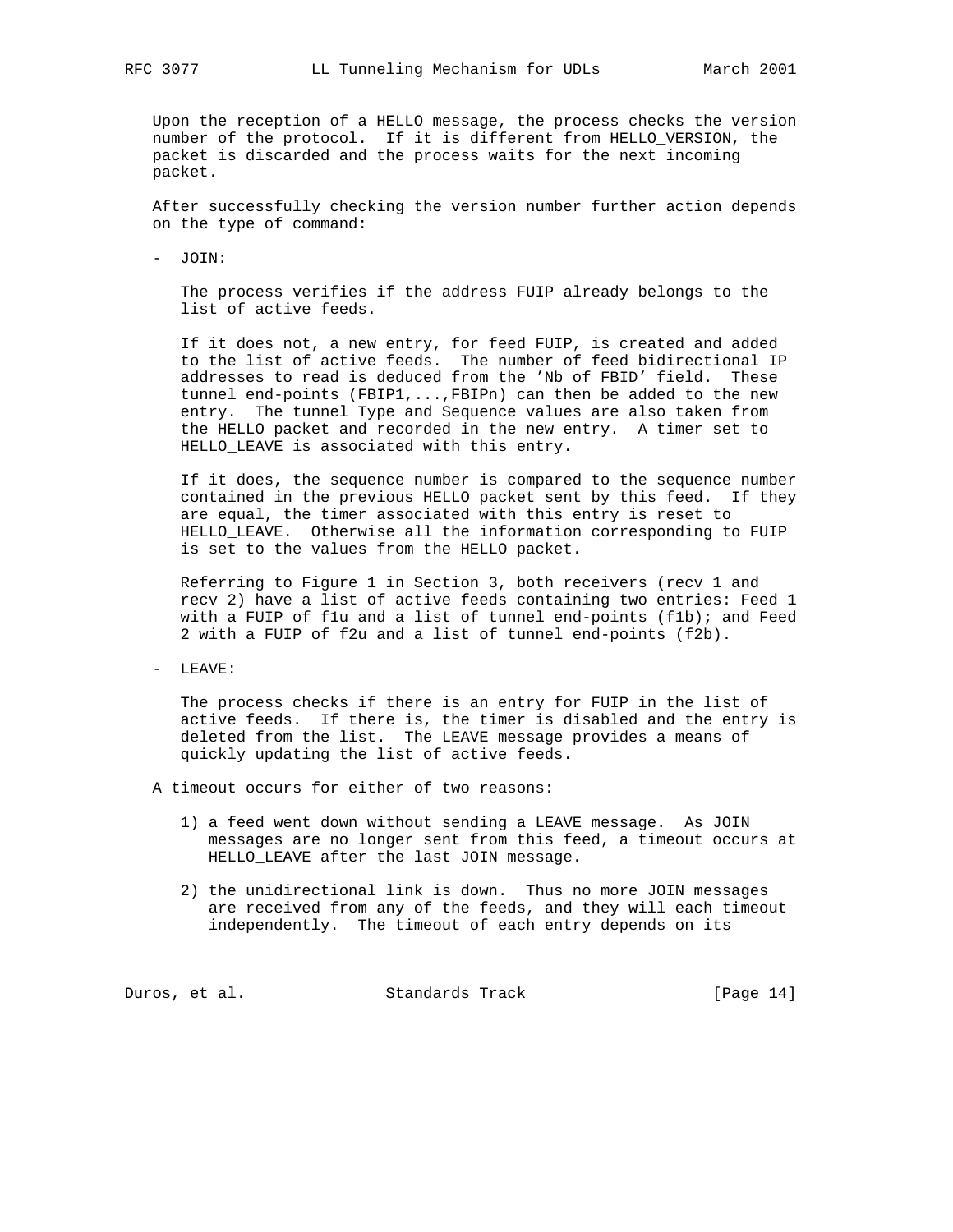Upon the reception of a HELLO message, the process checks the version number of the protocol. If it is different from HELLO_VERSION, the packet is discarded and the process waits for the next incoming packet.

After successfully checking the version number further action depends on the type of command:

- JOIN:

  The process verifies if the address FUIP already belongs to the list of active feeds.

  If it does not, a new entry, for feed FUIP, is created and added to the list of active feeds. The number of feed bidirectional IP addresses to read is deduced from the 'Nb of FBID' field. These tunnel end-points (FBIP1,...,FBIPn) can then be added to the new entry. The tunnel Type and Sequence values are also taken from the HELLO packet and recorded in the new entry. A timer set to HELLO_LEAVE is associated with this entry.

  If it does, the sequence number is compared to the sequence number contained in the previous HELLO packet sent by this feed. If they are equal, the timer associated with this entry is reset to HELLO_LEAVE. Otherwise all the information corresponding to FUIP is set to the values from the HELLO packet.

  Referring to Figure 1 in Section 3, both receivers (recv 1 and recv 2) have a list of active feeds containing two entries: Feed 1 with a FUIP of f1u and a list of tunnel end-points (f1b); and Feed 2 with a FUIP of f2u and a list of tunnel end-points (f2b).

- LEAVE:

  The process checks if there is an entry for FUIP in the list of active feeds. If there is, the timer is disabled and the entry is deleted from the list. The LEAVE message provides a means of quickly updating the list of active feeds.

A timeout occurs for either of two reasons:

1) a feed went down without sending a LEAVE message. As JOIN messages are no longer sent from this feed, a timeout occurs at HELLO_LEAVE after the last JOIN message.

2) the unidirectional link is down. Thus no more JOIN messages are received from any of the feeds, and they will each timeout independently. The timeout of each entry depends on its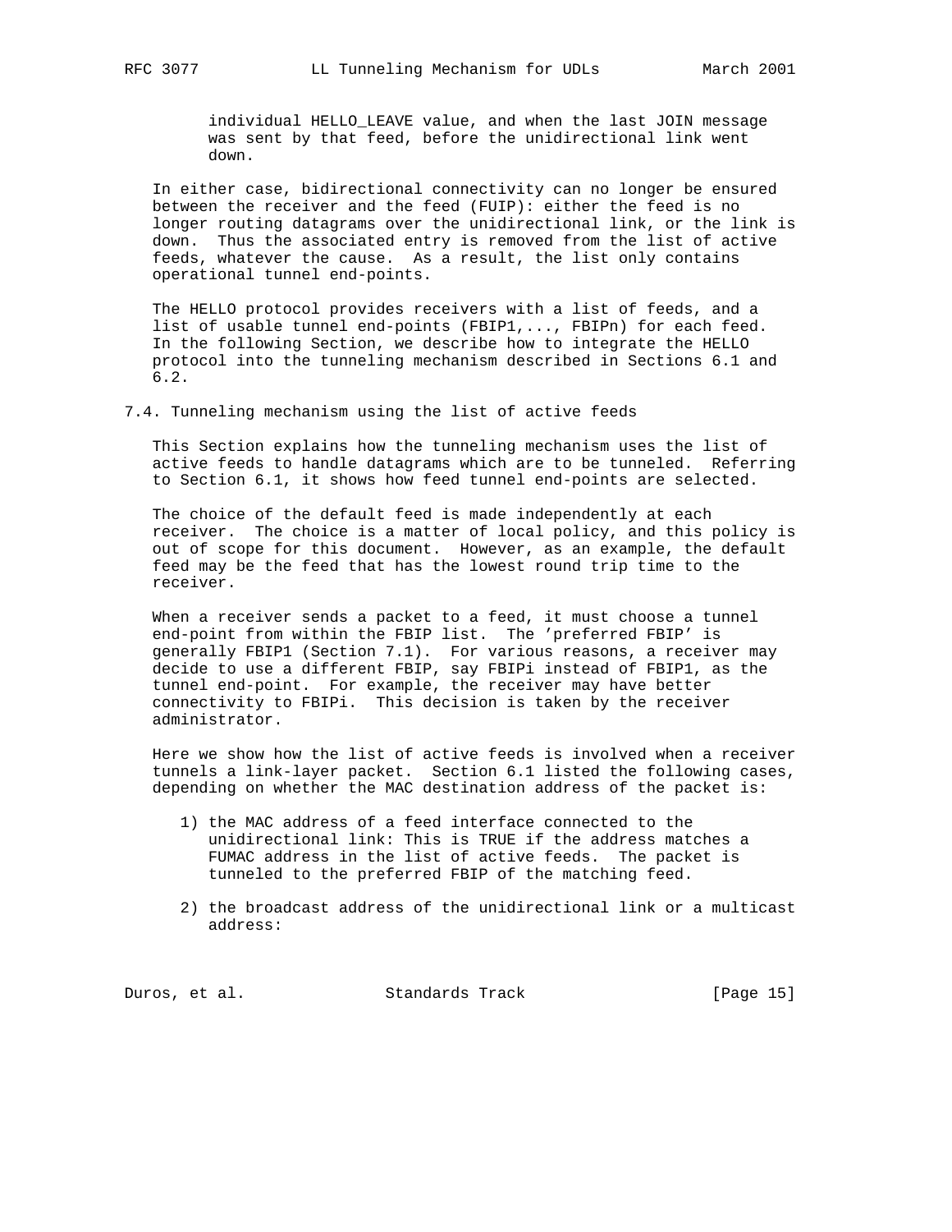individual HELLO_LEAVE value, and when the last JOIN message was sent by that feed, before the unidirectional link went down.

In either case, bidirectional connectivity can no longer be ensured between the receiver and the feed (FUIP): either the feed is no longer routing datagrams over the unidirectional link, or the link is down. Thus the associated entry is removed from the list of active feeds, whatever the cause. As a result, the list only contains operational tunnel end-points.

The HELLO protocol provides receivers with a list of feeds, and a list of usable tunnel end-points (FBIP1,..., FBIPn) for each feed. In the following Section, we describe how to integrate the HELLO protocol into the tunneling mechanism described in Sections 6.1 and 6.2.

### 7.4. Tunneling mechanism using the list of active feeds

This Section explains how the tunneling mechanism uses the list of active feeds to handle datagrams which are to be tunneled. Referring to Section 6.1, it shows how feed tunnel end-points are selected.

The choice of the default feed is made independently at each receiver. The choice is a matter of local policy, and this policy is out of scope for this document. However, as an example, the default feed may be the feed that has the lowest round trip time to the receiver.

When a receiver sends a packet to a feed, it must choose a tunnel end-point from within the FBIP list. The 'preferred FBIP' is generally FBIP1 (Section 7.1). For various reasons, a receiver may decide to use a different FBIP, say FBIPi instead of FBIP1, as the tunnel end-point. For example, the receiver may have better connectivity to FBIPi. This decision is taken by the receiver administrator.

Here we show how the list of active feeds is involved when a receiver tunnels a link-layer packet. Section 6.1 listed the following cases, depending on whether the MAC destination address of the packet is:

1) the MAC address of a feed interface connected to the unidirectional link: This is TRUE if the address matches a FUMAC address in the list of active feeds. The packet is tunneled to the preferred FBIP of the matching feed.

2) the broadcast address of the unidirectional link or a multicast address: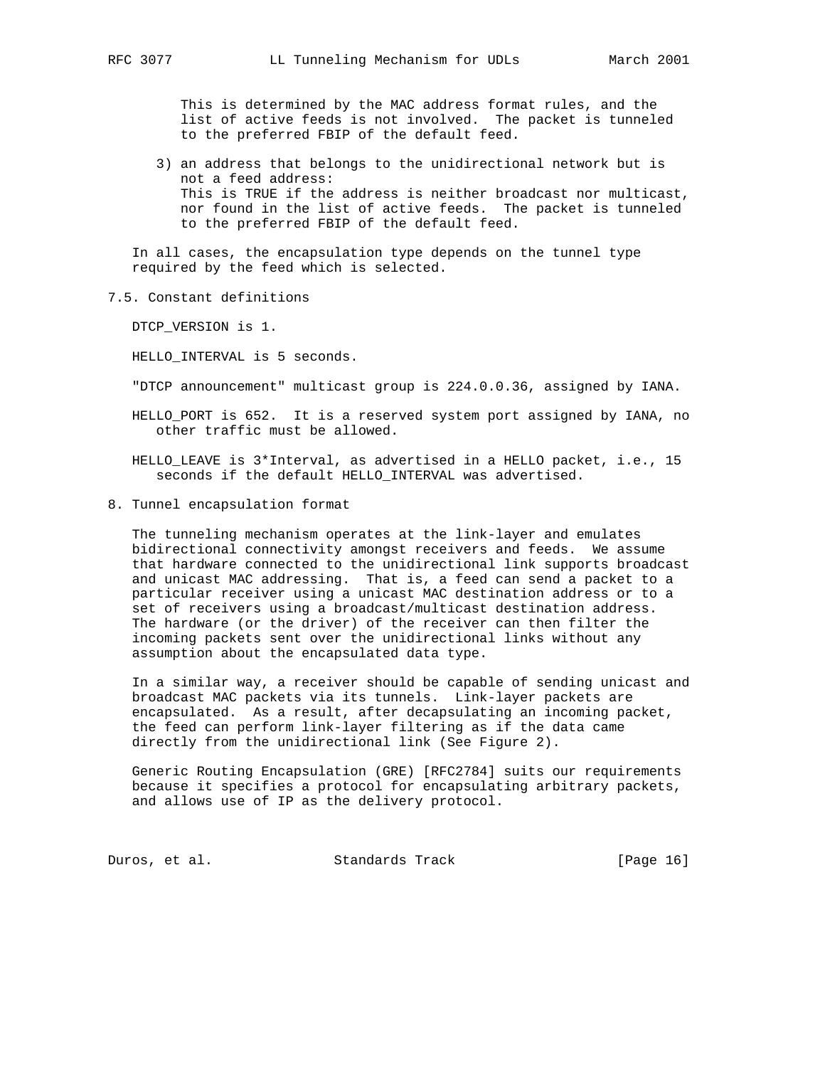This is determined by the MAC address format rules, and the list of active feeds is not involved. The packet is tunneled to the preferred FBIP of the default feed.

3) an address that belongs to the unidirectional network but is not a feed address:
   This is TRUE if the address is neither broadcast nor multicast, nor found in the list of active feeds. The packet is tunneled to the preferred FBIP of the default feed.

In all cases, the encapsulation type depends on the tunnel type required by the feed which is selected.

### 7.5. Constant definitions

DTCP_VERSION is 1.

HELLO_INTERVAL is 5 seconds.

"DTCP announcement" multicast group is 224.0.0.36, assigned by IANA.

HELLO_PORT is 652. It is a reserved system port assigned by IANA, no other traffic must be allowed.

HELLO_LEAVE is 3*Interval, as advertised in a HELLO packet, i.e., 15 seconds if the default HELLO_INTERVAL was advertised.

## 8. Tunnel encapsulation format

The tunneling mechanism operates at the link-layer and emulates bidirectional connectivity amongst receivers and feeds. We assume that hardware connected to the unidirectional link supports broadcast and unicast MAC addressing. That is, a feed can send a packet to a particular receiver using a unicast MAC destination address or to a set of receivers using a broadcast/multicast destination address. The hardware (or the driver) of the receiver can then filter the incoming packets sent over the unidirectional links without any assumption about the encapsulated data type.

In a similar way, a receiver should be capable of sending unicast and broadcast MAC packets via its tunnels. Link-layer packets are encapsulated. As a result, after decapsulating an incoming packet, the feed can perform link-layer filtering as if the data came directly from the unidirectional link (See Figure 2).

Generic Routing Encapsulation (GRE) [RFC2784] suits our requirements because it specifies a protocol for encapsulating arbitrary packets, and allows use of IP as the delivery protocol.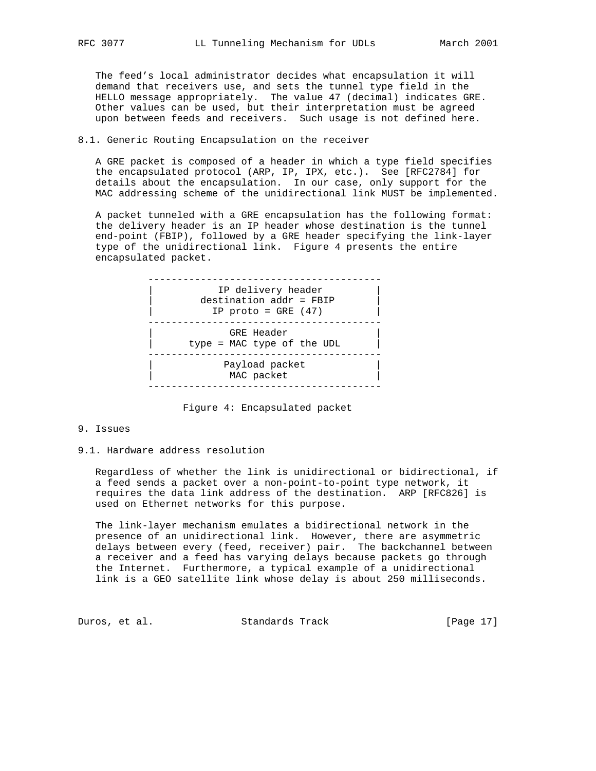The feed's local administrator decides what encapsulation it will demand that receivers use, and sets the tunnel type field in the HELLO message appropriately. The value 47 (decimal) indicates GRE. Other values can be used, but their interpretation must be agreed upon between feeds and receivers. Such usage is not defined here.

### 8.1. Generic Routing Encapsulation on the receiver

A GRE packet is composed of a header in which a type field specifies the encapsulated protocol (ARP, IP, IPX, etc.). See [RFC2784] for details about the encapsulation. In our case, only support for the MAC addressing scheme of the unidirectional link MUST be implemented.

A packet tunneled with a GRE encapsulation has the following format: the delivery header is an IP header whose destination is the tunnel end-point (FBIP), followed by a GRE header specifying the link-layer type of the unidirectional link. Figure 4 presents the entire encapsulated packet.

```
 ---------------------------------------
|           IP delivery header          |
|        destination addr = FBIP        |
|          IP proto = GRE (47)          |
 ---------------------------------------
|              GRE Header               |
|      type = MAC type of the UDL       |
 ---------------------------------------
|            Payload packet             |
|              MAC packet               |
 ---------------------------------------
```

Figure 4: Encapsulated packet

## 9. Issues

### 9.1. Hardware address resolution

Regardless of whether the link is unidirectional or bidirectional, if a feed sends a packet over a non-point-to-point type network, it requires the data link address of the destination. ARP [RFC826] is used on Ethernet networks for this purpose.

The link-layer mechanism emulates a bidirectional network in the presence of an unidirectional link. However, there are asymmetric delays between every (feed, receiver) pair. The backchannel between a receiver and a feed has varying delays because packets go through the Internet. Furthermore, a typical example of a unidirectional link is a GEO satellite link whose delay is about 250 milliseconds.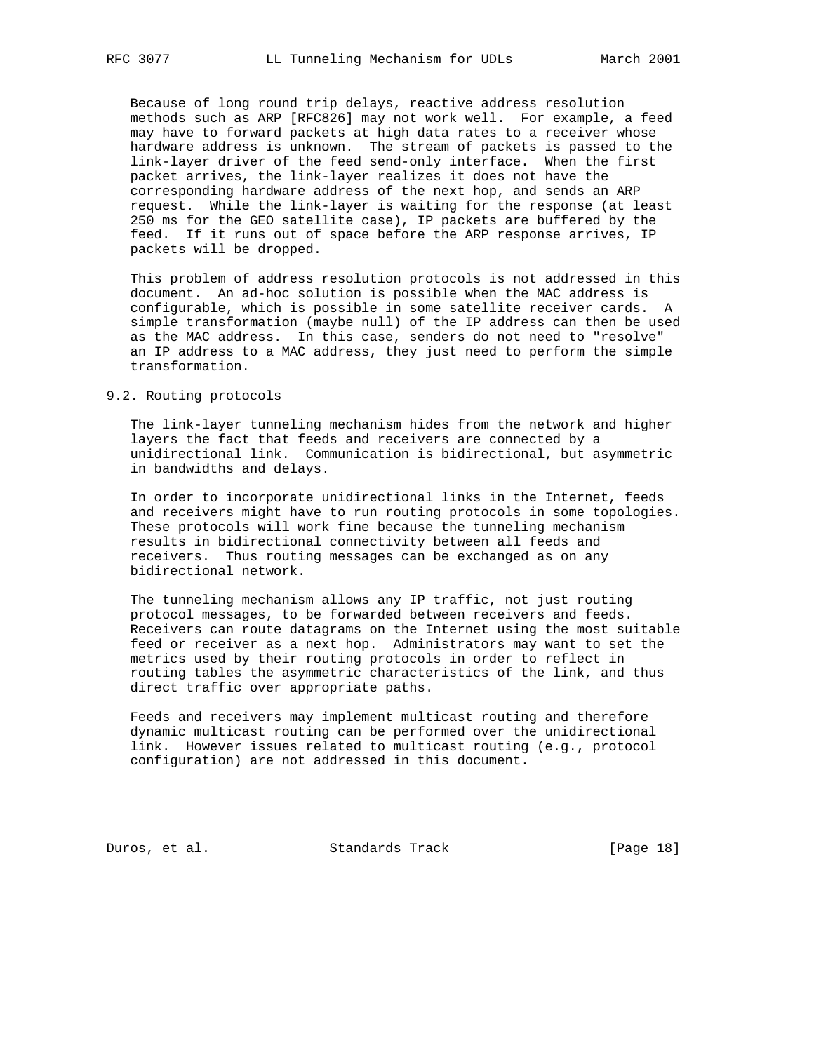Because of long round trip delays, reactive address resolution methods such as ARP [RFC826] may not work well. For example, a feed may have to forward packets at high data rates to a receiver whose hardware address is unknown. The stream of packets is passed to the link-layer driver of the feed send-only interface. When the first packet arrives, the link-layer realizes it does not have the corresponding hardware address of the next hop, and sends an ARP request. While the link-layer is waiting for the response (at least 250 ms for the GEO satellite case), IP packets are buffered by the feed. If it runs out of space before the ARP response arrives, IP packets will be dropped.

This problem of address resolution protocols is not addressed in this document. An ad-hoc solution is possible when the MAC address is configurable, which is possible in some satellite receiver cards. A simple transformation (maybe null) of the IP address can then be used as the MAC address. In this case, senders do not need to "resolve" an IP address to a MAC address, they just need to perform the simple transformation.

### 9.2. Routing protocols

The link-layer tunneling mechanism hides from the network and higher layers the fact that feeds and receivers are connected by a unidirectional link. Communication is bidirectional, but asymmetric in bandwidths and delays.

In order to incorporate unidirectional links in the Internet, feeds and receivers might have to run routing protocols in some topologies. These protocols will work fine because the tunneling mechanism results in bidirectional connectivity between all feeds and receivers. Thus routing messages can be exchanged as on any bidirectional network.

The tunneling mechanism allows any IP traffic, not just routing protocol messages, to be forwarded between receivers and feeds. Receivers can route datagrams on the Internet using the most suitable feed or receiver as a next hop. Administrators may want to set the metrics used by their routing protocols in order to reflect in routing tables the asymmetric characteristics of the link, and thus direct traffic over appropriate paths.

Feeds and receivers may implement multicast routing and therefore dynamic multicast routing can be performed over the unidirectional link. However issues related to multicast routing (e.g., protocol configuration) are not addressed in this document.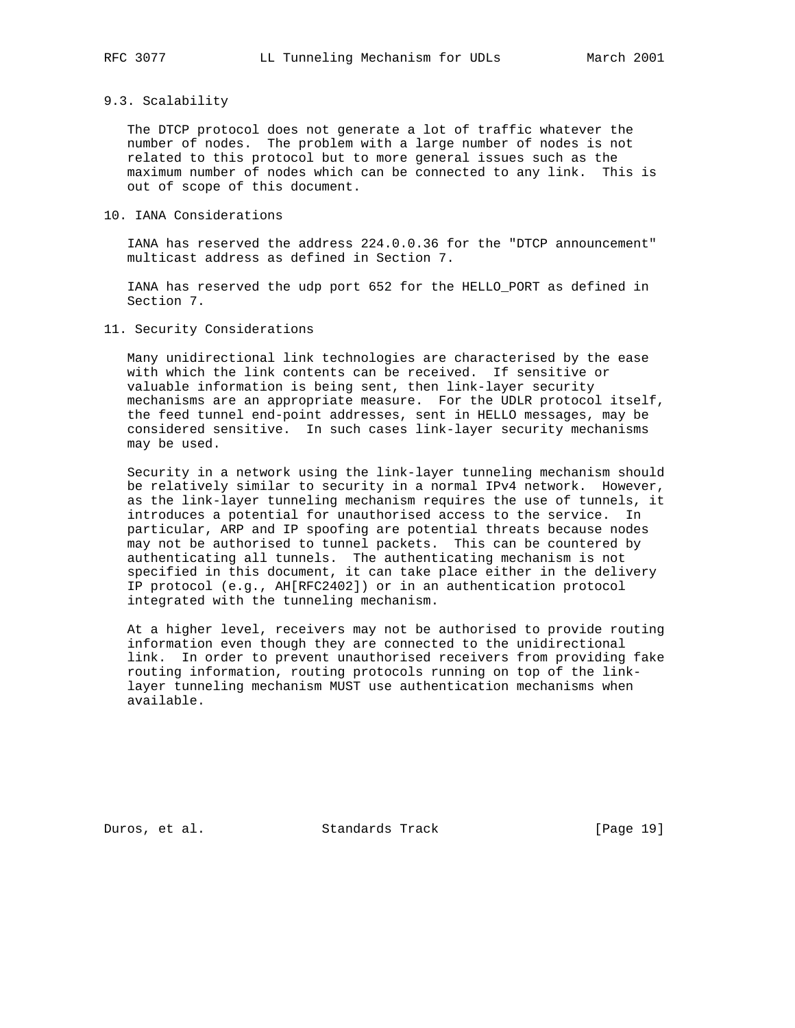### 9.3. Scalability

The DTCP protocol does not generate a lot of traffic whatever the number of nodes. The problem with a large number of nodes is not related to this protocol but to more general issues such as the maximum number of nodes which can be connected to any link. This is out of scope of this document.

## 10. IANA Considerations

IANA has reserved the address 224.0.0.36 for the "DTCP announcement" multicast address as defined in Section 7.

IANA has reserved the udp port 652 for the HELLO_PORT as defined in Section 7.

## 11. Security Considerations

Many unidirectional link technologies are characterised by the ease with which the link contents can be received. If sensitive or valuable information is being sent, then link-layer security mechanisms are an appropriate measure. For the UDLR protocol itself, the feed tunnel end-point addresses, sent in HELLO messages, may be considered sensitive. In such cases link-layer security mechanisms may be used.

Security in a network using the link-layer tunneling mechanism should be relatively similar to security in a normal IPv4 network. However, as the link-layer tunneling mechanism requires the use of tunnels, it introduces a potential for unauthorised access to the service. In particular, ARP and IP spoofing are potential threats because nodes may not be authorised to tunnel packets. This can be countered by authenticating all tunnels. The authenticating mechanism is not specified in this document, it can take place either in the delivery IP protocol (e.g., AH[RFC2402]) or in an authentication protocol integrated with the tunneling mechanism.

At a higher level, receivers may not be authorised to provide routing information even though they are connected to the unidirectional link. In order to prevent unauthorised receivers from providing fake routing information, routing protocols running on top of the link-layer tunneling mechanism MUST use authentication mechanisms when available.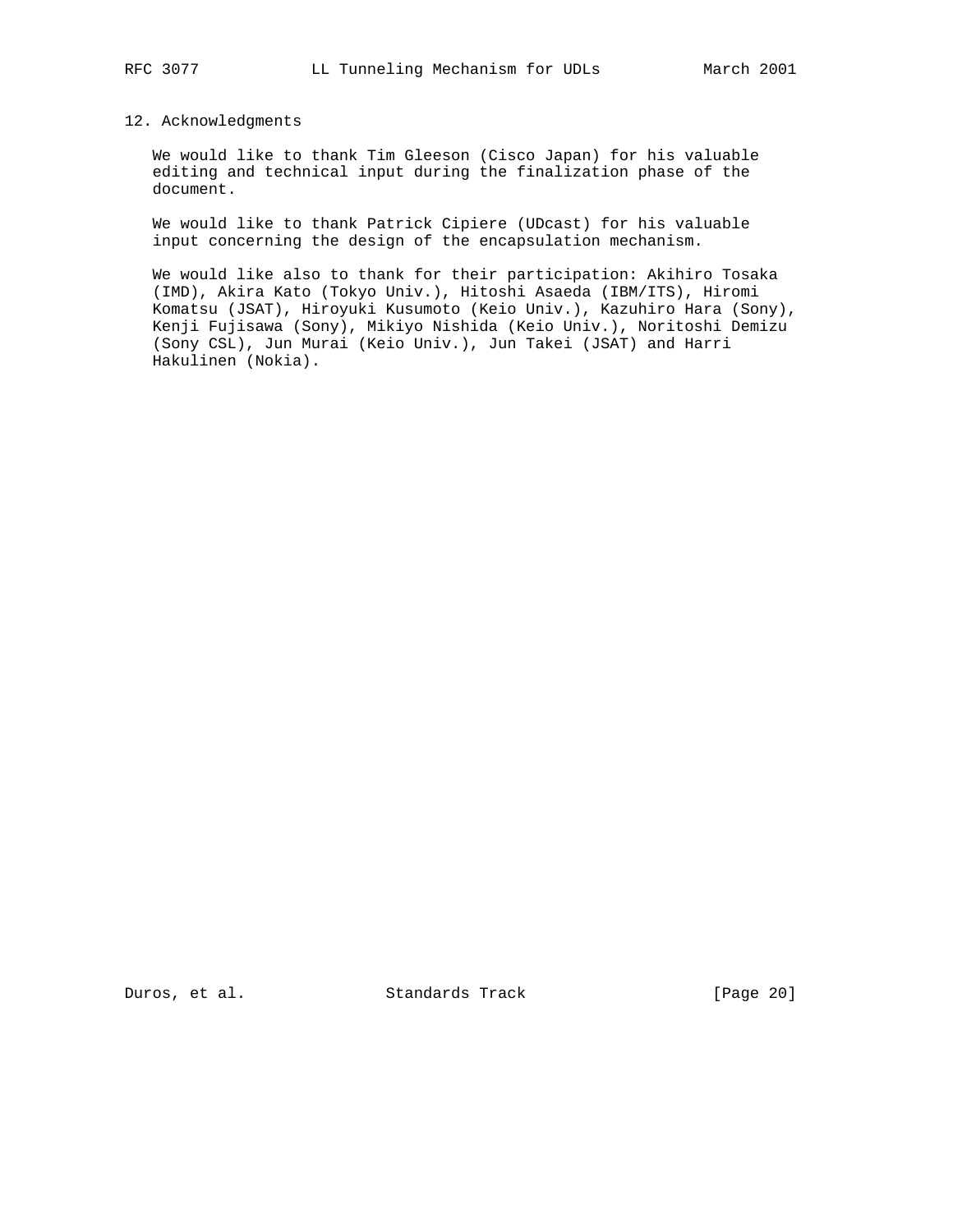## 12. Acknowledgments

We would like to thank Tim Gleeson (Cisco Japan) for his valuable editing and technical input during the finalization phase of the document.

We would like to thank Patrick Cipiere (UDcast) for his valuable input concerning the design of the encapsulation mechanism.

We would like also to thank for their participation: Akihiro Tosaka (IMD), Akira Kato (Tokyo Univ.), Hitoshi Asaeda (IBM/ITS), Hiromi Komatsu (JSAT), Hiroyuki Kusumoto (Keio Univ.), Kazuhiro Hara (Sony), Kenji Fujisawa (Sony), Mikiyo Nishida (Keio Univ.), Noritoshi Demizu (Sony CSL), Jun Murai (Keio Univ.), Jun Takei (JSAT) and Harri Hakulinen (Nokia).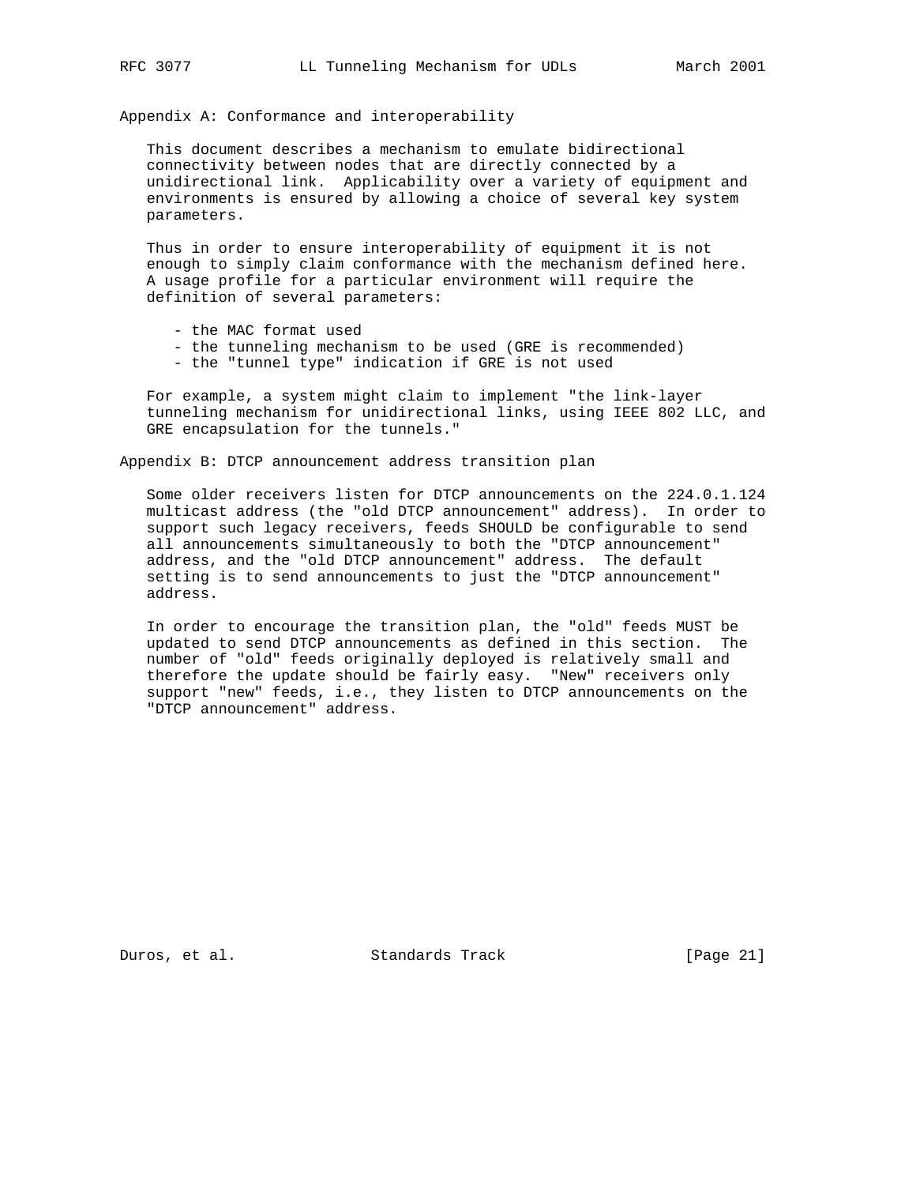## Appendix A: Conformance and interoperability

This document describes a mechanism to emulate bidirectional connectivity between nodes that are directly connected by a unidirectional link. Applicability over a variety of equipment and environments is ensured by allowing a choice of several key system parameters.

Thus in order to ensure interoperability of equipment it is not enough to simply claim conformance with the mechanism defined here. A usage profile for a particular environment will require the definition of several parameters:

- the MAC format used
- the tunneling mechanism to be used (GRE is recommended)
- the "tunnel type" indication if GRE is not used

For example, a system might claim to implement "the link-layer tunneling mechanism for unidirectional links, using IEEE 802 LLC, and GRE encapsulation for the tunnels."

## Appendix B: DTCP announcement address transition plan

Some older receivers listen for DTCP announcements on the 224.0.1.124 multicast address (the "old DTCP announcement" address). In order to support such legacy receivers, feeds SHOULD be configurable to send all announcements simultaneously to both the "DTCP announcement" address, and the "old DTCP announcement" address. The default setting is to send announcements to just the "DTCP announcement" address.

In order to encourage the transition plan, the "old" feeds MUST be updated to send DTCP announcements as defined in this section. The number of "old" feeds originally deployed is relatively small and therefore the update should be fairly easy. "New" receivers only support "new" feeds, i.e., they listen to DTCP announcements on the "DTCP announcement" address.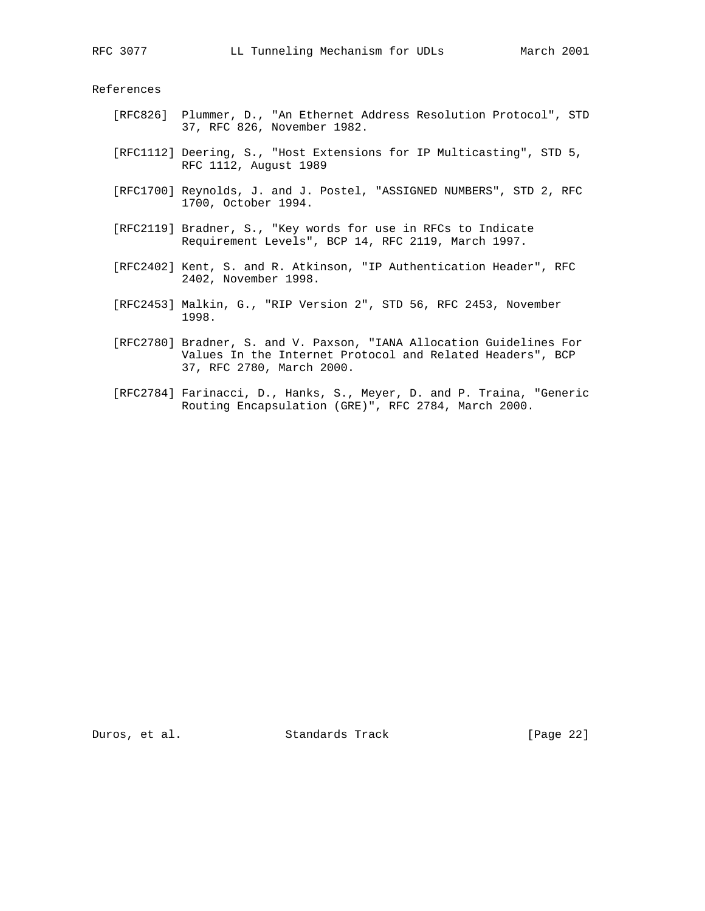## References

[RFC826] Plummer, D., "An Ethernet Address Resolution Protocol", STD 37, RFC 826, November 1982.

[RFC1112] Deering, S., "Host Extensions for IP Multicasting", STD 5, RFC 1112, August 1989

[RFC1700] Reynolds, J. and J. Postel, "ASSIGNED NUMBERS", STD 2, RFC 1700, October 1994.

[RFC2119] Bradner, S., "Key words for use in RFCs to Indicate Requirement Levels", BCP 14, RFC 2119, March 1997.

[RFC2402] Kent, S. and R. Atkinson, "IP Authentication Header", RFC 2402, November 1998.

[RFC2453] Malkin, G., "RIP Version 2", STD 56, RFC 2453, November 1998.

[RFC2780] Bradner, S. and V. Paxson, "IANA Allocation Guidelines For Values In the Internet Protocol and Related Headers", BCP 37, RFC 2780, March 2000.

[RFC2784] Farinacci, D., Hanks, S., Meyer, D. and P. Traina, "Generic Routing Encapsulation (GRE)", RFC 2784, March 2000.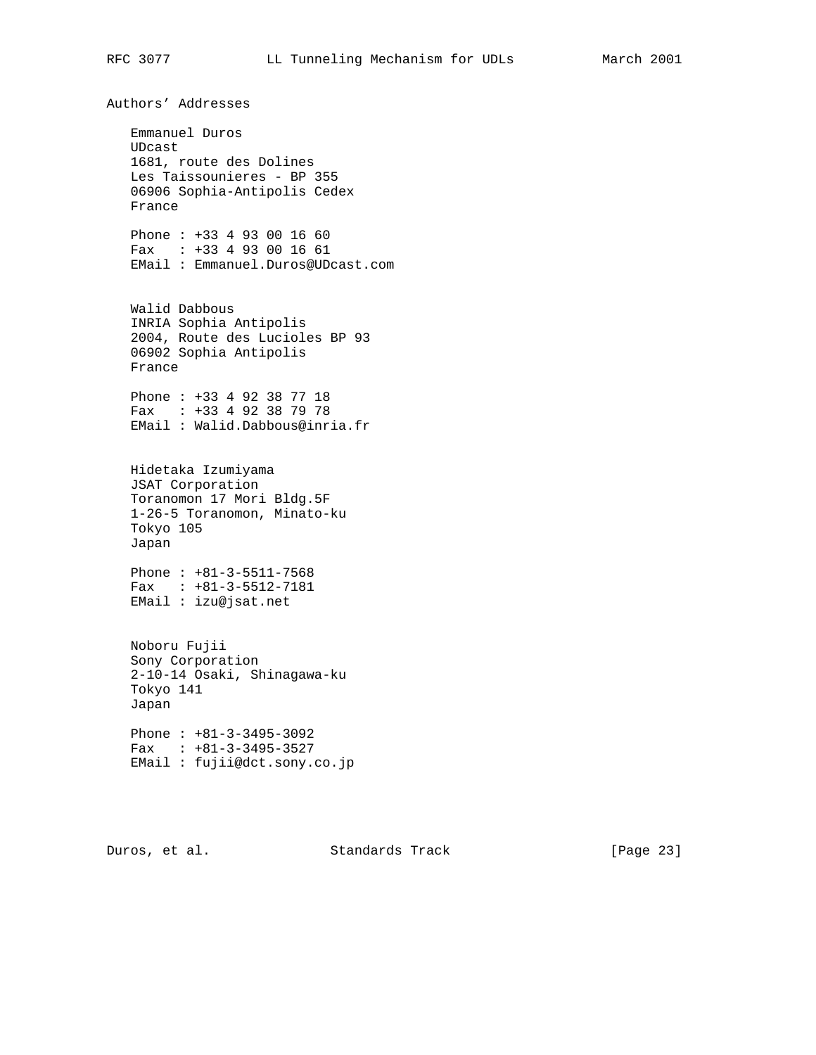## Authors' Addresses

Emmanuel Duros
UDcast
1681, route des Dolines
Les Taissounieres - BP 355
06906 Sophia-Antipolis Cedex
France

Phone : +33 4 93 00 16 60
Fax   : +33 4 93 00 16 61
EMail : Emmanuel.Duros@UDcast.com

Walid Dabbous
INRIA Sophia Antipolis
2004, Route des Lucioles BP 93
06902 Sophia Antipolis
France

Phone : +33 4 92 38 77 18
Fax   : +33 4 92 38 79 78
EMail : Walid.Dabbous@inria.fr

Hidetaka Izumiyama
JSAT Corporation
Toranomon 17 Mori Bldg.5F
1-26-5 Toranomon, Minato-ku
Tokyo 105
Japan

Phone : +81-3-5511-7568
Fax   : +81-3-5512-7181
EMail : izu@jsat.net

Noboru Fujii
Sony Corporation
2-10-14 Osaki, Shinagawa-ku
Tokyo 141
Japan

Phone : +81-3-3495-3092
Fax   : +81-3-3495-3527
EMail : fujii@dct.sony.co.jp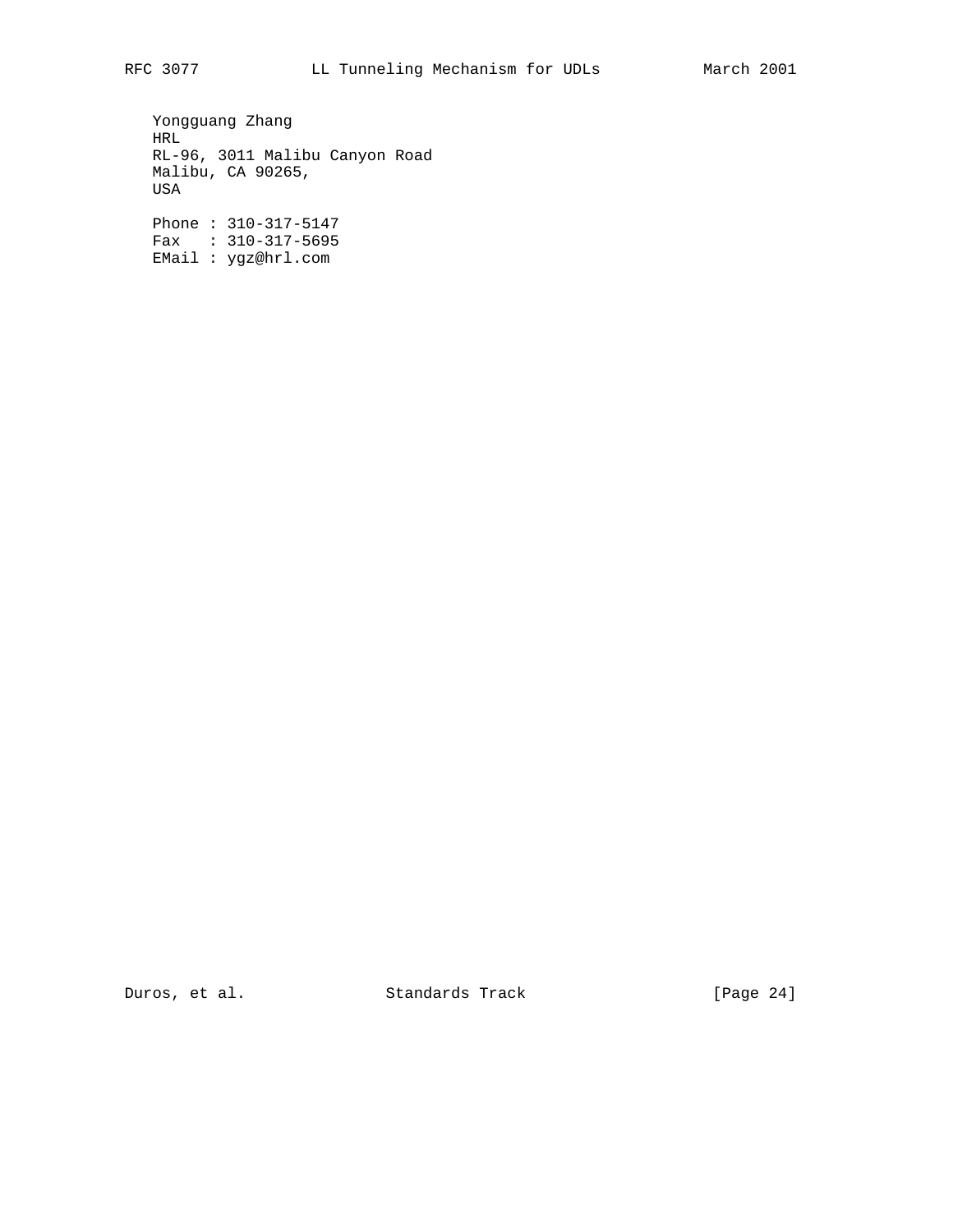Yongguang Zhang
HRL
RL-96, 3011 Malibu Canyon Road
Malibu, CA 90265,
USA

Phone : 310-317-5147
Fax   : 310-317-5695
EMail : ygz@hrl.com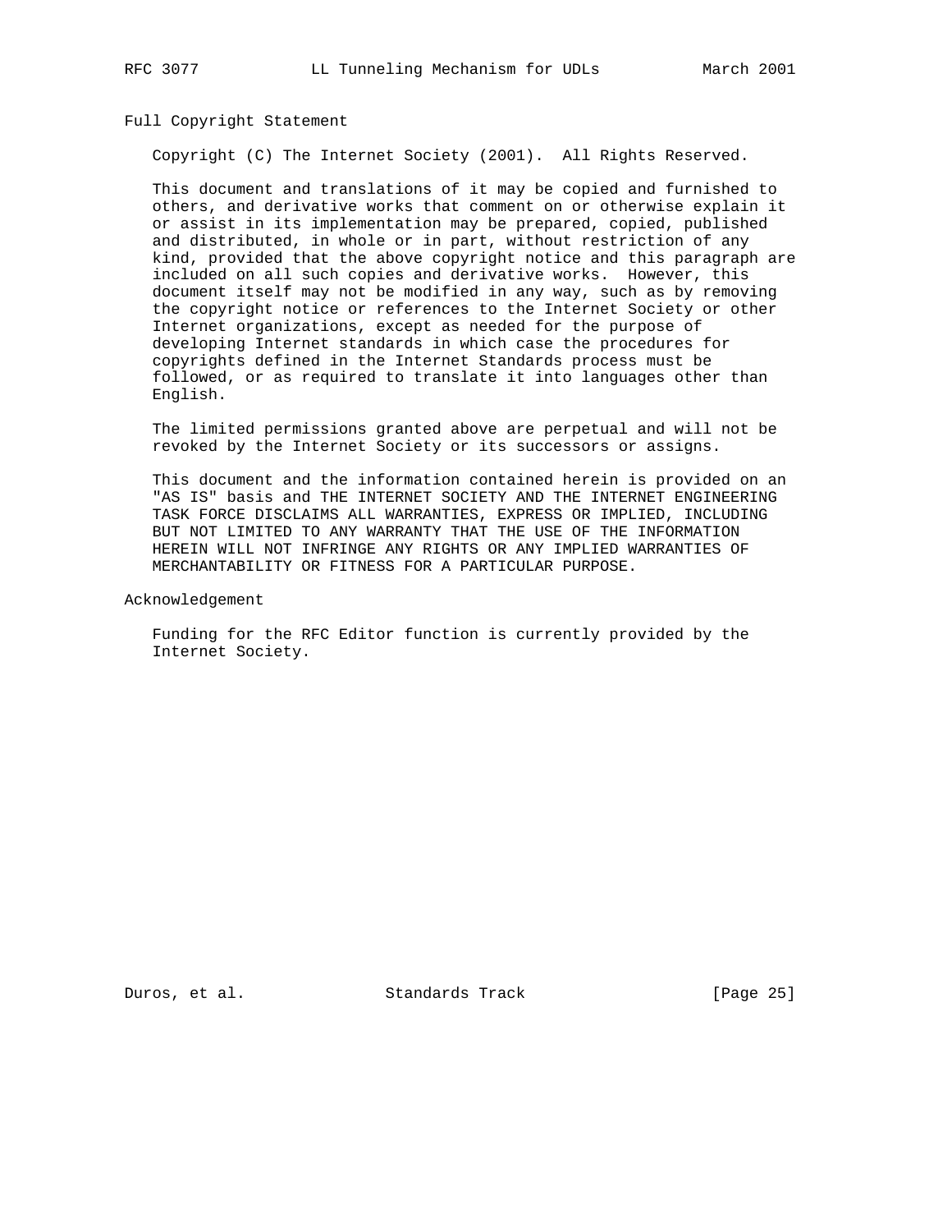## Full Copyright Statement

Copyright (C) The Internet Society (2001). All Rights Reserved.

This document and translations of it may be copied and furnished to others, and derivative works that comment on or otherwise explain it or assist in its implementation may be prepared, copied, published and distributed, in whole or in part, without restriction of any kind, provided that the above copyright notice and this paragraph are included on all such copies and derivative works. However, this document itself may not be modified in any way, such as by removing the copyright notice or references to the Internet Society or other Internet organizations, except as needed for the purpose of developing Internet standards in which case the procedures for copyrights defined in the Internet Standards process must be followed, or as required to translate it into languages other than English.

The limited permissions granted above are perpetual and will not be revoked by the Internet Society or its successors or assigns.

This document and the information contained herein is provided on an "AS IS" basis and THE INTERNET SOCIETY AND THE INTERNET ENGINEERING TASK FORCE DISCLAIMS ALL WARRANTIES, EXPRESS OR IMPLIED, INCLUDING BUT NOT LIMITED TO ANY WARRANTY THAT THE USE OF THE INFORMATION HEREIN WILL NOT INFRINGE ANY RIGHTS OR ANY IMPLIED WARRANTIES OF MERCHANTABILITY OR FITNESS FOR A PARTICULAR PURPOSE.

## Acknowledgement

Funding for the RFC Editor function is currently provided by the Internet Society.